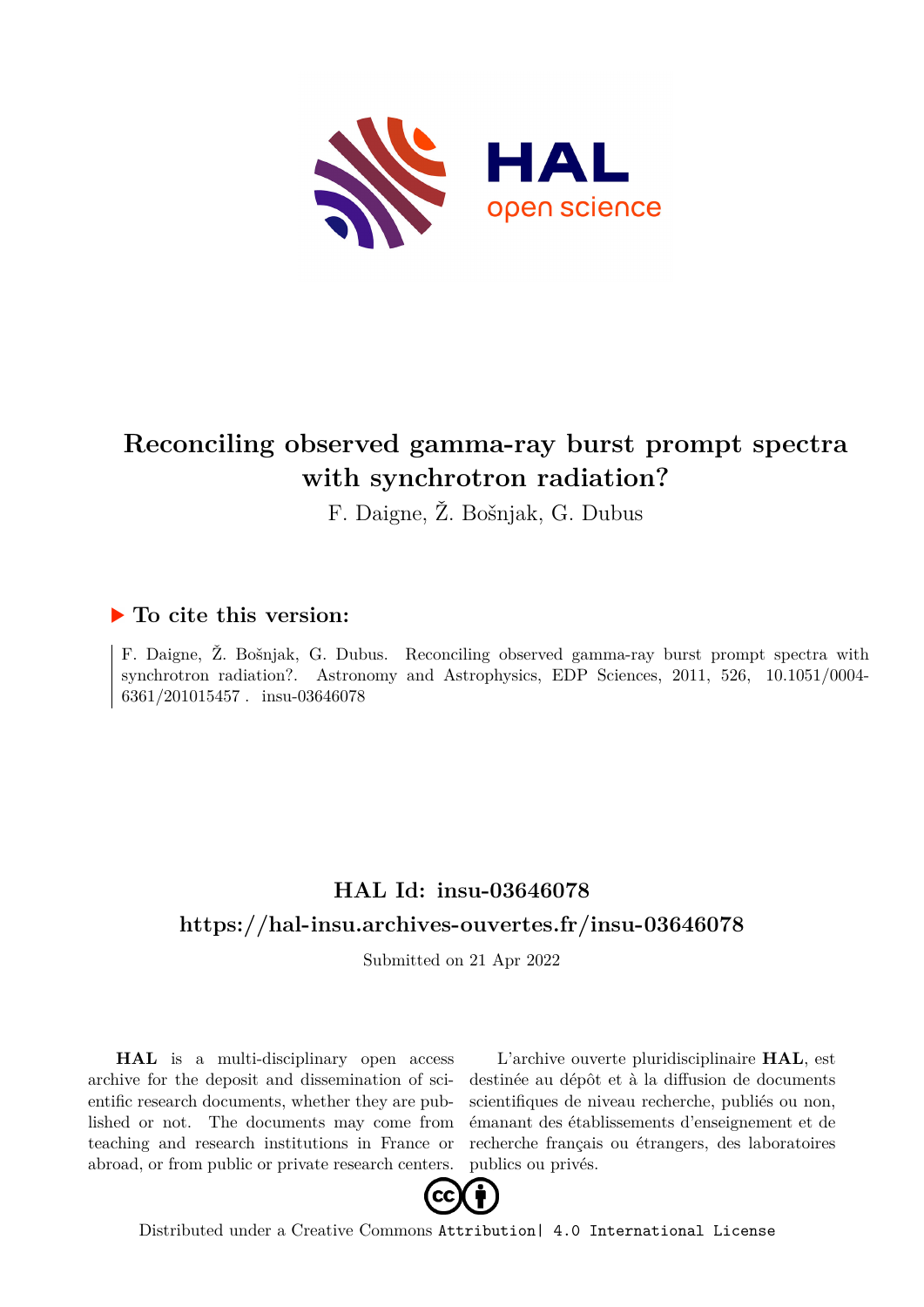# Reconciling observed gamma-ray burst prompt spectra with synchrotron radiation?

F. Daigne, Ž. Bošnjak, G. Dubus

## ▶ To cite this version:

F. Daigne, Ž. Bošnjak, G. Dubus. Reconciling observed gamma-ray burst prompt spectra with synchrotron radiation?. Astronomy and Astrophysics, EDP Sciences, 2011, 526, 10.1051/0004-6361/201015457. insu-03646078

## HAL Id: insu-03646078

## https://hal-insu.archives-ouvertes.fr/insu-03646078

Submitted on 21 Apr 2022

**HAL** is a multi-disciplinary open access archive for the deposit and dissemination of scientific research documents, whether they are published or not. The documents may come from teaching and research institutions in France or abroad, or from public or private research centers.

L'archive ouverte pluridisciplinaire **HAL**, est destinée au dépôt et à la diffusion de documents scientifiques de niveau recherche, publiés ou non, émanant des établissements d'enseignement et de recherche français ou étrangers, des laboratoires publics ou privés.

Distributed under a Creative Commons Attribution| 4.0 International License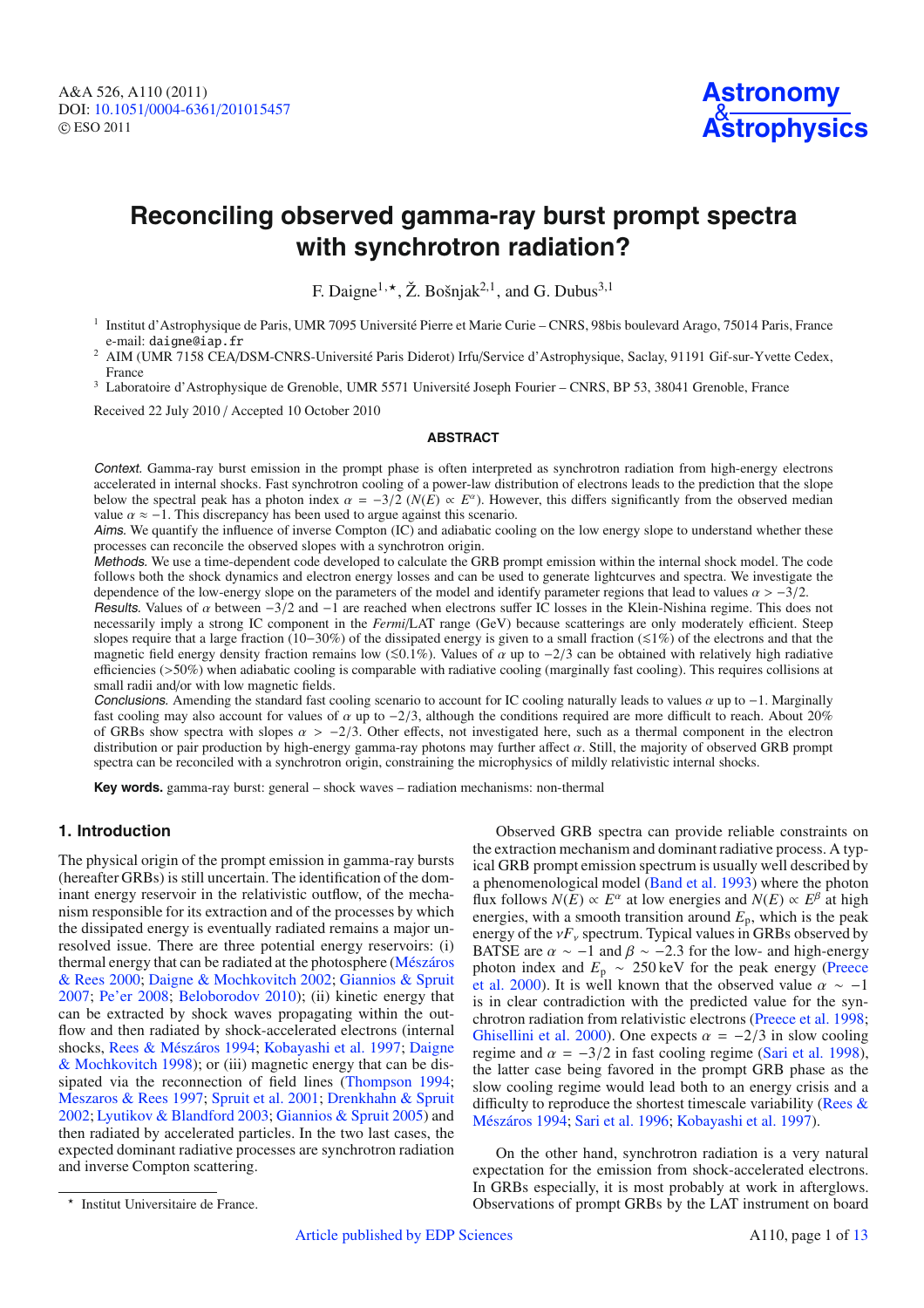# Reconciling observed gamma-ray burst prompt spectra with synchrotron radiation?

F. Daigne[1,⋆], Ž. Bošnjak[2,1], and G. Dubus[3,1]

[1] Institut d'Astrophysique de Paris, UMR 7095 Université Pierre et Marie Curie – CNRS, 98bis boulevard Arago, 75014 Paris, France
e-mail: daigne@iap.fr

[2] AIM (UMR 7158 CEA/DSM-CNRS-Université Paris Diderot) Irfu/Service d'Astrophysique, Saclay, 91191 Gif-sur-Yvette Cedex, France

[3] Laboratoire d'Astrophysique de Grenoble, UMR 5571 Université Joseph Fourier – CNRS, BP 53, 38041 Grenoble, France

Received 22 July 2010 / Accepted 10 October 2010

## ABSTRACT

*Context.* Gamma-ray burst emission in the prompt phase is often interpreted as synchrotron radiation from high-energy electrons accelerated in internal shocks. Fast synchrotron cooling of a power-law distribution of electrons leads to the prediction that the slope below the spectral peak has a photon index $\alpha = -3/2$ ($N(E) \propto E^{\alpha}$). However, this differs significantly from the observed median value $\alpha \approx -1$. This discrepancy has been used to argue against this scenario.

*Aims.* We quantify the influence of inverse Compton (IC) and adiabatic cooling on the low energy slope to understand whether these processes can reconcile the observed slopes with a synchrotron origin.

*Methods.* We use a time-dependent code developed to calculate the GRB prompt emission within the internal shock model. The code follows both the shock dynamics and electron energy losses and can be used to generate lightcurves and spectra. We investigate the dependence of the low-energy slope on the parameters of the model and identify parameter regions that lead to values $\alpha > -3/2$.

*Results.* Values of $\alpha$ between $-3/2$ and $-1$ are reached when electrons suffer IC losses in the Klein-Nishina regime. This does not necessarily imply a strong IC component in the *Fermi*/LAT range (GeV) because scatterings are only moderately efficient. Steep slopes require that a large fraction (10−30%) of the dissipated energy is given to a small fraction ($\lesssim$1%) of the electrons and that the magnetic field energy density fraction remains low ($\lesssim$0.1%). Values of $\alpha$ up to $-2/3$ can be obtained with relatively high radiative efficiencies (>50%) when adiabatic cooling is comparable with radiative cooling (marginally fast cooling). This requires collisions at small radii and/or with low magnetic fields.

*Conclusions.* Amending the standard fast cooling scenario to account for IC cooling naturally leads to values $\alpha$ up to $-1$. Marginally fast cooling may also account for values of $\alpha$ up to $-2/3$, although the conditions required are more difficult to reach. About 20% of GRBs show spectra with slopes $\alpha > -2/3$. Other effects, not investigated here, such as a thermal component in the electron distribution or pair production by high-energy gamma-ray photons may further affect $\alpha$. Still, the majority of observed GRB prompt spectra can be reconciled with a synchrotron origin, constraining the microphysics of mildly relativistic internal shocks.

**Key words.** gamma-ray burst: general – shock waves – radiation mechanisms: non-thermal

## 1. Introduction

The physical origin of the prompt emission in gamma-ray bursts (hereafter GRBs) is still uncertain. The identification of the dominant energy reservoir in the relativistic outflow, of the mechanism responsible for its extraction and of the processes by which the dissipated energy is eventually radiated remains a major unresolved issue. There are three potential energy reservoirs: (i) thermal energy that can be radiated at the photosphere (Mészáros & Rees 2000; Daigne & Mochkovitch 2002; Giannios & Spruit 2007; Pe'er 2008; Beloborodov 2010); (ii) kinetic energy that can be extracted by shock waves propagating within the outflow and then radiated by shock-accelerated electrons (internal shocks, Rees & Mészáros 1994; Kobayashi et al. 1997; Daigne & Mochkovitch 1998); or (iii) magnetic energy that can be dissipated via the reconnection of field lines (Thompson 1994; Meszaros & Rees 1997; Spruit et al. 2001; Drenkhahn & Spruit 2002; Lyutikov & Blandford 2003; Giannios & Spruit 2005) and then radiated by accelerated particles. In the two last cases, the expected dominant radiative processes are synchrotron radiation and inverse Compton scattering.

Observed GRB spectra can provide reliable constraints on the extraction mechanism and dominant radiative process. A typical GRB prompt emission spectrum is usually well described by a phenomenological model (Band et al. 1993) where the photon flux follows $N(E) \propto E^{\alpha}$ at low energies and $N(E) \propto E^{\beta}$ at high energies, with a smooth transition around $E_p$, which is the peak energy of the $\nu F_{\nu}$ spectrum. Typical values in GRBs observed by BATSE are $\alpha \sim -1$ and $\beta \sim -2.3$ for the low- and high-energy photon index and $E_p \sim 250$ keV for the peak energy (Preece et al. 2000). It is well known that the observed value $\alpha \sim -1$ is in clear contradiction with the predicted value for the synchrotron radiation from relativistic electrons (Preece et al. 1998; Ghisellini et al. 2000). One expects $\alpha = -2/3$ in slow cooling regime and $\alpha = -3/2$ in fast cooling regime (Sari et al. 1998), the latter case being favored in the prompt GRB phase as the slow cooling regime would lead both to an energy crisis and a difficulty to reproduce the shortest timescale variability (Rees & Mészáros 1994; Sari et al. 1996; Kobayashi et al. 1997).

On the other hand, synchrotron radiation is a very natural expectation for the emission from shock-accelerated electrons. In GRBs especially, it is most probably at work in afterglows. Observations of prompt GRBs by the LAT instrument on board

⋆ Institut Universitaire de France.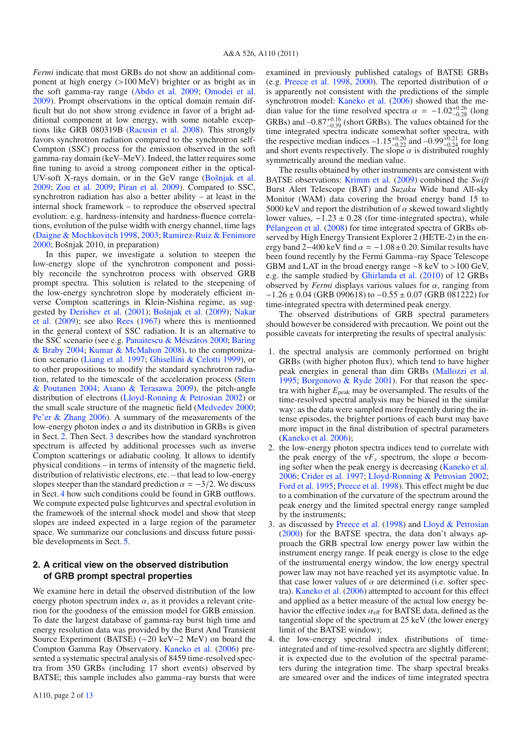*Fermi* indicate that most GRBs do not show an additional component at high energy (>100 MeV) brighter or as bright as in the soft gamma-ray range (Abdo et al. 2009; Omodei et al. 2009). Prompt observations in the optical domain remain difficult but do not show strong evidence in favor of a bright additional component at low energy, with some notable exceptions like GRB 080319B (Racusin et al. 2008). This strongly favors synchrotron radiation compared to the synchrotron self-Compton (SSC) process for the emission observed in the soft gamma-ray domain (keV–MeV). Indeed, the latter requires some fine tuning to avoid a strong component either in the optical-UV-soft X-rays domain, or in the GeV range (Bošnjak et al. 2009; Zou et al. 2009; Piran et al. 2009). Compared to SSC, synchrotron radiation has also a better ability – at least in the internal shock framework – to reproduce the observed spectral evolution: e.g. hardness-intensity and hardness-fluence correlations, evolution of the pulse width with energy channel, time lags (Daigne & Mochkovitch 1998, 2003; Ramirez-Ruiz & Fenimore 2000; Bošnjak 2010, in preparation)

In this paper, we investigate a solution to steepen the low-energy slope of the synchrotron component and possibly reconcile the synchrotron process with observed GRB prompt spectra. This solution is related to the steepening of the low-energy synchrotron slope by moderately efficient inverse Compton scatterings in Klein-Nishina regime, as suggested by Derishev et al. (2001); Bošnjak et al. (2009); Nakar et al. (2009); see also Rees (1967) where this is mentionned in the general context of SSC radiation. It is an alternative to the SSC scenario (see e.g. Panaitescu & Mészáros 2000; Baring & Braby 2004; Kumar & McMahon 2008), to the comptonization scenario (Liang et al. 1997; Ghisellini & Celotti 1999), or to other propositions to modify the standard synchrotron radiation, related to the timescale of the acceleration process (Stern & Poutanen 2004; Asano & Terasawa 2009), the pitch-angle distribution of electrons (Lloyd-Ronning & Petrosian 2002) or the small scale structure of the magnetic field (Medvedev 2000; Pe'er & Zhang 2006). A summary of the measurements of the low-energy photon index $\alpha$ and its distribution in GRBs is given in Sect. 2. Then Sect. 3 describes how the standard synchrotron spectrum is affected by additional processes such as inverse Compton scatterings or adiabatic cooling. It allows to identify physical conditions – in terms of intensity of the magnetic field, distribution of relativistic electrons, etc. – that lead to low-energy slopes steeper than the standard prediction $\alpha = -3/2$. We discuss in Sect. 4 how such conditions could be found in GRB outflows. We compute expected pulse lightcurves and spectral evolution in the framework of the internal shock model and show that steep slopes are indeed expected in a large region of the parameter space. We summarize our conclusions and discuss future possible developments in Sect. 5.

## 2. A critical view on the observed distribution of GRB prompt spectral properties

We examine here in detail the observed distribution of the low energy photon spectrum index $\alpha$, as it provides a relevant criterion for the goodness of the emission model for GRB emission. To date the largest database of gamma-ray burst high time and energy resolution data was provided by the Burst And Transient Source Experiment (BATSE) (~20 keV–2 MeV) on board the Compton Gamma Ray Observatory. Kaneko et al. (2006) presented a systematic spectral analysis of 8459 time-resolved spectra from 350 GRBs (including 17 short events) observed by BATSE; this sample includes also gamma–ray bursts that were examined in previously published catalogs of BATSE GRBs (e.g. Preece et al. 1998, 2000). The reported distribution of $\alpha$ is apparently not consistent with the predictions of the simple synchrotron model: Kaneko et al. (2006) showed that the median value for the time resolved spectra $\alpha = -1.02^{+0.26}_{-0.28}$ (long GRBs) and $-0.87^{+0.16}_{-0.39}$ (short GRBs). The values obtained for the time integrated spectra indicate somewhat softer spectra, with the respective median indices $-1.15^{+0.20}_{-0.22}$ and $-0.99^{+0.21}_{-0.24}$ for long and short events respectively. The slope $\alpha$ is distributed roughly symmetrically around the median value.

The results obtained by other instruments are consistent with BATSE observations: Krimm et al. (2009) combined the *Swift* Burst Alert Telescope (BAT) and *Suzaku* Wide band All-sky Monitor (WAM) data covering the broad energy band 15 to 5000 keV and report the distribution of $\alpha$ skewed toward slightly lower values, $-1.23 \pm 0.28$ (for time-integrated spectra), while Pélangeon et al. (2008) for time integrated spectra of GRBs observed by High Energy Transient Explorer 2 (HETE-2) in the energy band 2−400 keV find $\alpha = -1.08 \pm 0.20$. Similar results have been found recently by the Fermi Gamma–ray Space Telescope GBM and LAT in the broad energy range ~8 keV to >100 GeV, e.g. the sample studied by Ghirlanda et al. (2010) of 12 GRBs observed by *Fermi* displays various values for $\alpha$, ranging from $-1.26 \pm 0.04$ (GRB 090618) to $-0.55 \pm 0.07$ (GRB 081222) for time-integrated spectra with determined peak energy.

The observed distributions of GRB spectral parameters should however be considered with precaution. We point out the possible caveats for interpreting the results of spectral analysis:

1. the spectral analysis are commonly performed on bright GRBs (with higher photon flux), which tend to have higher peak energies in general than dim GRBs (Mallozzi et al. 1995; Borgonovo & Ryde 2001). For that reason the spectra with higher $E_{\rm peak}$ may be oversampled. The results of the time-resolved spectral analysis may be biased in the similar way: as the data were sampled more frequently during the intense episodes, the brighter portions of each burst may have more impact in the final distribution of spectral parameters (Kaneko et al. 2006);
2. the low-energy photon spectra indices tend to correlate with the peak energy of the $\nu F_\nu$ spectrum, the slope $\alpha$ becoming softer when the peak energy is decreasing (Kaneko et al. 2006; Crider et al. 1997; Lloyd-Ronning & Petrosian 2002; Ford et al. 1995; Preece et al. 1998). This effect might be due to a combination of the curvature of the spectrum around the peak energy and the limited spectral energy range sampled by the instruments;
3. as discussed by Preece et al. (1998) and Lloyd & Petrosian (2000) for the BATSE spectra, the data don't always approach the GRB spectral low energy power law within the instrument energy range. If peak energy is close to the edge of the instrumental energy window, the low energy spectral power law may not have reached yet its asymptotic value. In that case lower values of $\alpha$ are determined (i.e. softer spectra). Kaneko et al. (2006) attempted to account for this effect and applied as a better measure of the actual low energy behavior the effective index $\alpha_{\rm eff}$ for BATSE data, defined as the tangential slope of the spectrum at 25 keV (the lower energy limit of the BATSE window);
4. the low-energy spectral index distributions of time-integrated and of time-resolved spectra are slightly different; it is expected due to the evolution of the spectral parameters during the integration time. The sharp spectral breaks are smeared over and the indices of time integrated spectra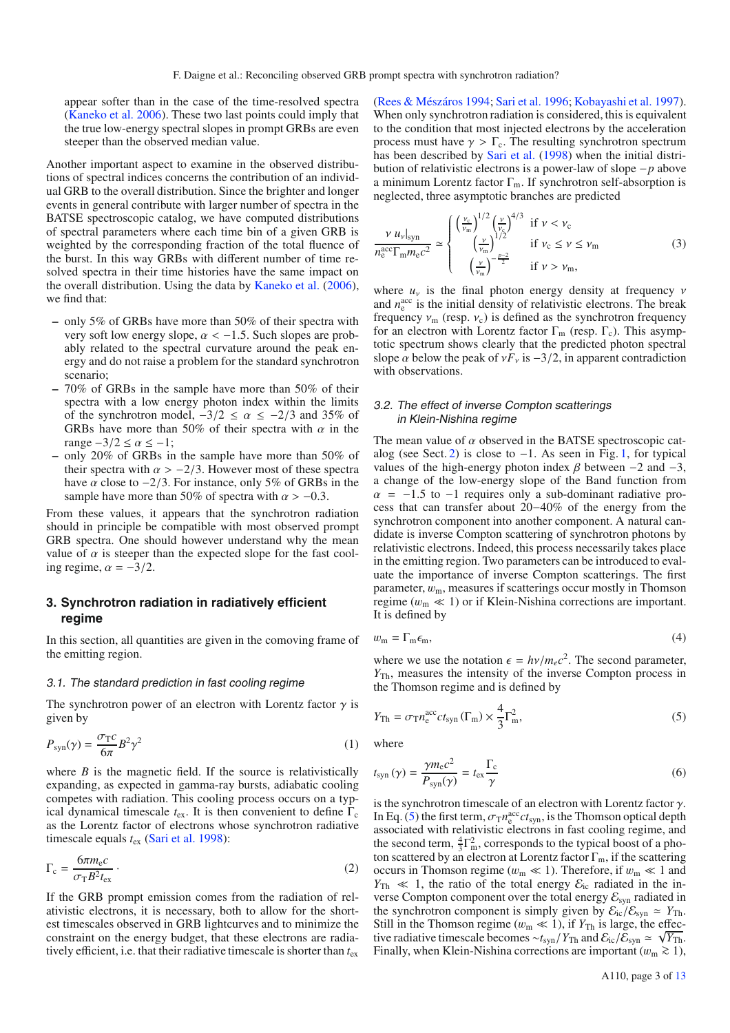appear softer than in the case of the time-resolved spectra (Kaneko et al. 2006). These two last points could imply that the true low-energy spectral slopes in prompt GRBs are even steeper than the observed median value.

Another important aspect to examine in the observed distributions of spectral indices concerns the contribution of an individual GRB to the overall distribution. Since the brighter and longer events in general contribute with larger number of spectra in the BATSE spectroscopic catalog, we have computed distributions of spectral parameters where each time bin of a given GRB is weighted by the corresponding fraction of the total fluence of the burst. In this way GRBs with different number of time resolved spectra in their time histories have the same impact on the overall distribution. Using the data by Kaneko et al. (2006), we find that:

- only 5% of GRBs have more than 50% of their spectra with very soft low energy slope, $\alpha < -1.5$. Such slopes are probably related to the spectral curvature around the peak energy and do not raise a problem for the standard synchrotron scenario;
- 70% of GRBs in the sample have more than 50% of their spectra with a low energy photon index within the limits of the synchrotron model, $-3/2 \le \alpha \le -2/3$ and 35% of GRBs have more than 50% of their spectra with $\alpha$ in the range $-3/2 \le \alpha \le -1$;
- only 20% of GRBs in the sample have more than 50% of their spectra with $\alpha > -2/3$. However most of these spectra have $\alpha$ close to $-2/3$. For instance, only 5% of GRBs in the sample have more than 50% of spectra with $\alpha > -0.3$.

From these values, it appears that the synchrotron radiation should in principle be compatible with most observed prompt GRB spectra. One should however understand why the mean value of $\alpha$ is steeper than the expected slope for the fast cooling regime, $\alpha = -3/2$.

## 3. Synchrotron radiation in radiatively efficient regime

In this section, all quantities are given in the comoving frame of the emitting region.

### 3.1. The standard prediction in fast cooling regime

The synchrotron power of an electron with Lorentz factor $\gamma$ is given by

$$P_{\rm syn}(\gamma) = \frac{\sigma_{\rm T} c}{6\pi} B^2 \gamma^2 \tag{1}$$

where $B$ is the magnetic field. If the source is relativistically expanding, as expected in gamma-ray bursts, adiabatic cooling competes with radiation. This cooling process occurs on a typical dynamical timescale $t_{\rm ex}$. It is then convenient to define $\Gamma_{\rm c}$ as the Lorentz factor of electrons whose synchrotron radiative timescale equals $t_{\rm ex}$ (Sari et al. 1998):

$$\Gamma_{\rm c} = \frac{6\pi m_{\rm e} c}{\sigma_{\rm T} B^2 t_{\rm ex}} \cdot \tag{2}$$

If the GRB prompt emission comes from the radiation of relativistic electrons, it is necessary, both to allow for the shortest timescales observed in GRB lightcurves and to minimize the constraint on the energy budget, that these electrons are radiatively efficient, i.e. that their radiative timescale is shorter than $t_{\rm ex}$ (Rees & Mészáros 1994; Sari et al. 1996; Kobayashi et al. 1997). When only synchrotron radiation is considered, this is equivalent to the condition that most injected electrons by the acceleration process must have $\gamma > \Gamma_{\rm c}$. The resulting synchrotron spectrum has been described by Sari et al. (1998) when the initial distribution of relativistic electrons is a power-law of slope $-p$ above a minimum Lorentz factor $\Gamma_{\rm m}$. If synchrotron self-absorption is neglected, three asymptotic branches are predicted

$$\frac{\nu\, u_\nu|_{\rm syn}}{n_{\rm e}^{\rm acc}\Gamma_{\rm m} m_{\rm e} c^2} \simeq \begin{cases} \left(\frac{\nu_{\rm c}}{\nu_{\rm m}}\right)^{1/2}\left(\frac{\nu}{\nu_{\rm c}}\right)^{4/3} & \text{if } \nu < \nu_{\rm c} \\ \left(\frac{\nu}{\nu_{\rm m}}\right)^{1/2} & \text{if } \nu_{\rm c} \le \nu \le \nu_{\rm m} \\ \left(\frac{\nu}{\nu_{\rm m}}\right)^{-\frac{p-2}{2}} & \text{if } \nu > \nu_{\rm m}, \end{cases} \tag{3}$$

where $u_\nu$ is the final photon energy density at frequency $\nu$ and $n_{\rm e}^{\rm acc}$ is the initial density of relativistic electrons. The break frequency $\nu_{\rm m}$ (resp. $\nu_{\rm c}$) is defined as the synchrotron frequency for an electron with Lorentz factor $\Gamma_{\rm m}$ (resp. $\Gamma_{\rm c}$). This asymptotic spectrum shows clearly that the predicted photon spectral slope $\alpha$ below the peak of $\nu F_\nu$ is $-3/2$, in apparent contradiction with observations.

### 3.2. The effect of inverse Compton scatterings in Klein-Nishina regime

The mean value of $\alpha$ observed in the BATSE spectroscopic catalog (see Sect. 2) is close to $-1$. As seen in Fig. 1, for typical values of the high-energy photon index $\beta$ between $-2$ and $-3$, a change of the low-energy slope of the Band function from $\alpha = -1.5$ to $-1$ requires only a sub-dominant radiative process that can transfer about 20−40% of the energy from the synchrotron component into another component. A natural candidate is inverse Compton scattering of synchrotron photons by relativistic electrons. Indeed, this process necessarily takes place in the emitting region. Two parameters can be introduced to evaluate the importance of inverse Compton scatterings. The first parameter, $w_{\rm m}$, measures if scatterings occur mostly in Thomson regime ($w_{\rm m} \ll 1$) or if Klein-Nishina corrections are important. It is defined by

$$w_{\rm m} = \Gamma_{\rm m} \epsilon_{\rm m}, \tag{4}$$

where we use the notation $\epsilon = h\nu/m_e c^2$. The second parameter, $Y_{\rm Th}$, measures the intensity of the inverse Compton process in the Thomson regime and is defined by

$$Y_{\rm Th} = \sigma_{\rm T} n_{\rm e}^{\rm acc} c t_{\rm syn}(\Gamma_{\rm m}) \times \frac{4}{3}\Gamma_{\rm m}^2, \tag{5}$$

where

$$t_{\rm syn}(\gamma) = \frac{\gamma m_{\rm e} c^2}{P_{\rm syn}(\gamma)} = t_{\rm ex}\frac{\Gamma_{\rm c}}{\gamma} \tag{6}$$

is the synchrotron timescale of an electron with Lorentz factor $\gamma$. In Eq. (5) the first term, $\sigma_{\rm T} n_{\rm e}^{\rm acc} c t_{\rm syn}$, is the Thomson optical depth associated with relativistic electrons in fast cooling regime, and the second term, $\frac{4}{3}\Gamma_{\rm m}^2$, corresponds to the typical boost of a photon scattered by an electron at Lorentz factor $\Gamma_{\rm m}$, if the scattering occurs in Thomson regime ($w_{\rm m} \ll 1$). Therefore, if $w_{\rm m} \ll 1$ and $Y_{\rm Th} \ll 1$, the ratio of the total energy $\mathcal{E}_{\rm ic}$ radiated in the inverse Compton component over the total energy $\mathcal{E}_{\rm syn}$ radiated in the synchrotron component is simply given by $\mathcal{E}_{\rm ic}/\mathcal{E}_{\rm syn} \simeq Y_{\rm Th}$. Still in the Thomson regime ($w_{\rm m} \ll 1$), if $Y_{\rm Th}$ is large, the effective radiative timescale becomes $\sim t_{\rm syn}/Y_{\rm Th}$ and $\mathcal{E}_{\rm ic}/\mathcal{E}_{\rm syn} \simeq \sqrt{Y_{\rm Th}}$. Finally, when Klein-Nishina corrections are important ($w_{\rm m} \gtrsim 1$),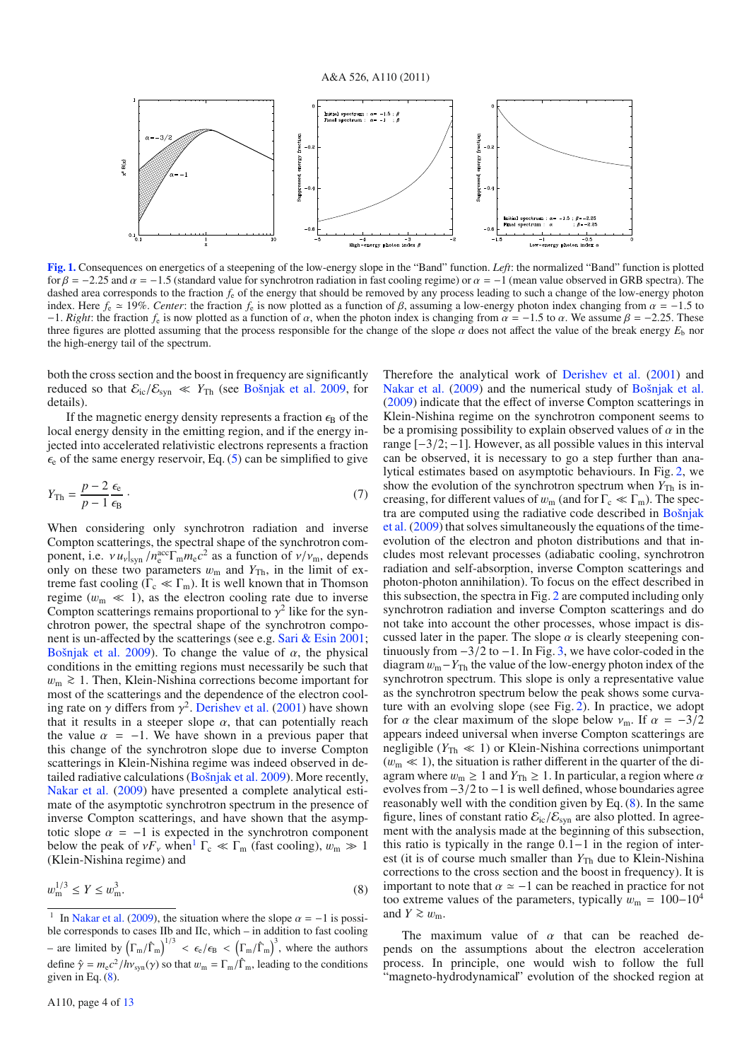1
$\alpha=-3/2$
$\alpha=-1$
$x^2$ B(x)
0.1
0.1 1 10
x

0
Initial spectrum : $\alpha=-1.5$ ; $\beta$
Final spectrum : $\alpha=-1$ ; $\beta$
Suppressed energy fraction
-0.2
-0.4
-0.6
-5 -4 -3 -2
High-energy photon index $\beta$

0
Suppressed energy fraction
-0.2
-0.4
Initial spectrum : $\alpha=-1.5$ ; $\beta=-2.25$
Final spectrum : $\alpha$ ; $\beta=-2.25$
-0.6
-1.5 -1 -0.5 0
Low-energy photon index $\alpha$

**Fig. 1.** Consequences on energetics of a steepening of the low-energy slope in the "Band" function. *Left*: the normalized "Band" function is plotted for $\beta = -2.25$ and $\alpha = -1.5$ (standard value for synchrotron radiation in fast cooling regime) or $\alpha = -1$ (mean value observed in GRB spectra). The dashed area corresponds to the fraction $f_e$ of the energy that should be removed by any process leading to such a change of the low-energy photon index. Here $f_e \simeq 19\%$. *Center*: the fraction $f_e$ is now plotted as a function of $\beta$, assuming a low-energy photon index changing from $\alpha = -1.5$ to $-1$. *Right*: the fraction $f_e$ is now plotted as a function of $\alpha$, when the photon index is changing from $\alpha = -1.5$ to $\alpha$. We assume $\beta = -2.25$. These three figures are plotted assuming that the process responsible for the change of the slope $\alpha$ does not affect the value of the break energy $E_b$ nor the high-energy tail of the spectrum.

both the cross section and the boost in frequency are significantly reduced so that $\mathcal{E}_{ic}/\mathcal{E}_{syn} \ll Y_{Th}$ (see Bošnjak et al. 2009, for details).

If the magnetic energy density represents a fraction $\epsilon_B$ of the local energy density in the emitting region, and if the energy injected into accelerated relativistic electrons represents a fraction $\epsilon_e$ of the same energy reservoir, Eq. (5) can be simplified to give

$$Y_{Th} = \frac{p-2}{p-1}\frac{\epsilon_e}{\epsilon_B}\,. \tag{7}$$

When considering only synchrotron radiation and inverse Compton scatterings, the spectral shape of the synchrotron component, i.e. $\nu u_\nu|_{syn}/n_e^{acc}\Gamma_m m_e c^2$ as a function of $\nu/\nu_m$, depends only on these two parameters $w_m$ and $Y_{Th}$, in the limit of extreme fast cooling ($\Gamma_c \ll \Gamma_m$). It is well known that in Thomson regime ($w_m \ll 1$), as the electron cooling rate due to inverse Compton scatterings remains proportional to $\gamma^2$ like for the synchrotron power, the spectral shape of the synchrotron component is un-affected by the scatterings (see e.g. Sari & Esin 2001; Bošnjak et al. 2009). To change the value of $\alpha$, the physical conditions in the emitting regions must necessarily be such that $w_m \gtrsim 1$. Then, Klein-Nishina corrections become important for most of the scatterings and the dependence of the electron cooling rate on $\gamma$ differs from $\gamma^2$. Derishev et al. (2001) have shown that it results in a steeper slope $\alpha$, that can potentially reach the value $\alpha = -1$. We have shown in a previous paper that this change of the synchrotron slope due to inverse Compton scatterings in Klein-Nishina regime was indeed observed in detailed radiative calculations (Bošnjak et al. 2009). More recently, Nakar et al. (2009) have presented a complete analytical estimate of the asymptotic synchrotron spectrum in the presence of inverse Compton scatterings, and have shown that the asymptotic slope $\alpha = -1$ is expected in the synchrotron component below the peak of $\nu F_\nu$ when[1] $\Gamma_c \ll \Gamma_m$ (fast cooling), $w_m \gg 1$ (Klein-Nishina regime) and

$$w_m^{1/3} \leq Y \leq w_m^3. \tag{8}$$

[1] In Nakar et al. (2009), the situation where the slope $\alpha = -1$ is possible corresponds to cases IIb and IIc, which – in addition to fast cooling – are limited by $\left(\Gamma_m/\hat{\Gamma}_m\right)^{1/3} < \epsilon_e/\epsilon_B < \left(\Gamma_m/\hat{\Gamma}_m\right)^3$, where the authors define $\hat{\gamma} = m_e c^2/h\nu_{syn}(\gamma)$ so that $w_m = \Gamma_m/\hat{\Gamma}_m$, leading to the conditions given in Eq. (8).

Therefore the analytical work of Derishev et al. (2001) and Nakar et al. (2009) and the numerical study of Bošnjak et al. (2009) indicate that the effect of inverse Compton scatterings in Klein-Nishina regime on the synchrotron component seems to be a promising possibility to explain observed values of $\alpha$ in the range $[-3/2; -1]$. However, as all possible values in this interval can be observed, it is necessary to go a step further than analytical estimates based on asymptotic behaviours. In Fig. 2, we show the evolution of the synchrotron spectrum when $Y_{Th}$ is increasing, for different values of $w_m$ (and for $\Gamma_c \ll \Gamma_m$). The spectra are computed using the radiative code described in Bošnjak et al. (2009) that solves simultaneously the equations of the time-evolution of the electron and photon distributions and that includes most relevant processes (adiabatic cooling, synchrotron radiation and self-absorption, inverse Compton scatterings and photon-photon annihilation). To focus on the effect described in this subsection, the spectra in Fig. 2 are computed including only synchrotron radiation and inverse Compton scatterings and do not take into account the other processes, whose impact is discussed later in the paper. The slope $\alpha$ is clearly steepening continuously from $-3/2$ to $-1$. In Fig. 3, we have color-coded in the diagram $w_m - Y_{Th}$ the value of the low-energy photon index of the synchrotron spectrum. This slope is only a representative value as the synchrotron spectrum below the peak shows some curvature with an evolving slope (see Fig. 2). In practice, we adopt for $\alpha$ the clear maximum of the slope below $\nu_m$. If $\alpha = -3/2$ appears indeed universal when inverse Compton scatterings are negligible ($Y_{Th} \ll 1$) or Klein-Nishina corrections unimportant ($w_m \ll 1$), the situation is rather different in the quarter of the diagram where $w_m \geq 1$ and $Y_{Th} \geq 1$. In particular, a region where $\alpha$ evolves from $-3/2$ to $-1$ is well defined, whose boundaries agree reasonably well with the condition given by Eq. (8). In the same figure, lines of constant ratio $\mathcal{E}_{ic}/\mathcal{E}_{syn}$ are also plotted. In agreement with the analysis made at the beginning of this subsection, this ratio is typically in the range 0.1–1 in the region of interest (it is of course much smaller than $Y_{Th}$ due to Klein-Nishina corrections to the cross section and the boost in frequency). It is important to note that $\alpha \simeq -1$ can be reached in practice for not too extreme values of the parameters, typically $w_m = 100$–$10^4$ and $Y \gtrsim w_m$.

The maximum value of $\alpha$ that can be reached depends on the assumptions about the electron acceleration process. In principle, one would wish to follow the full "magneto-hydrodynamical" evolution of the shocked region at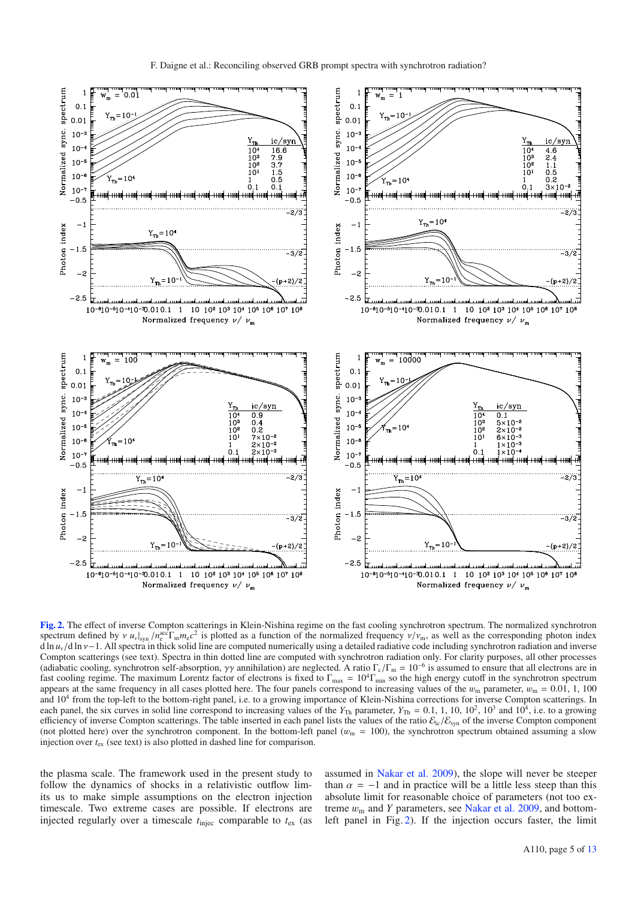$w_m = 0.01$

$Y_{Th} = 10^{-1}$

$Y_{Th} = 10^4$

| $Y_{Th}$ | ic/syn |
|---|---|
| $10^4$ | 16.6 |
| $10^3$ | 7.9 |
| $10^2$ | 3.7 |
| $10^1$ | 1.5 |
| 1 | 0.5 |
| 0.1 | 0.1 |

$w_m = 1$

$Y_{Th} = 10^{-1}$

$Y_{Th} = 10^4$

| $Y_{Th}$ | ic/syn |
|---|---|
| $10^4$ | 4.6 |
| $10^3$ | 2.4 |
| $10^2$ | 1.1 |
| $10^1$ | 0.5 |
| 1 | 0.2 |
| 0.1 | $3\times10^{-2}$ |

$w_m = 100$

$Y_{Th} = 10^{-1}$

$Y_{Th} = 10^4$

| $Y_{Th}$ | ic/syn |
|---|---|
| $10^4$ | 0.9 |
| $10^3$ | 0.4 |
| $10^2$ | 0.2 |
| $10^1$ | $7\times10^{-2}$ |
| 1 | $2\times10^{-2}$ |
| 0.1 | $2\times10^{-3}$ |

$w_m = 10000$

$Y_{Th} = 10^{-1}$

$Y_{Th} = 10^4$

| $Y_{Th}$ | ic/syn |
|---|---|
| $10^4$ | 0.1 |
| $10^3$ | $5\times10^{-2}$ |
| $10^2$ | $2\times10^{-2}$ |
| $10^1$ | $6\times10^{-3}$ |
| 1 | $1\times10^{-3}$ |
| 0.1 | $1\times10^{-4}$ |

Normalized sync. spectrum

Photon index

$-2/3$

$-3/2$

$-(p+2)/2$

Normalized frequency $\nu/\nu_m$

**Fig. 2.** The effect of inverse Compton scatterings in Klein-Nishina regime on the fast cooling synchrotron spectrum. The normalized synchrotron spectrum defined by $\nu\, u_\nu|_{\rm syn}/n_e^{\rm acc}\Gamma_m m_e c^2$ is plotted as a function of the normalized frequency $\nu/\nu_m$, as well as the corresponding photon index $\mathrm{d}\ln u_\nu/\mathrm{d}\ln\nu - 1$. All spectra in thick solid line are computed numerically using a detailed radiative code including synchrotron radiation and inverse Compton scatterings (see text). Spectra in thin dotted line are computed with synchrotron radiation only. For clarity purposes, all other processes (adiabatic cooling, synchrotron self-absorption, $\gamma\gamma$ annihilation) are neglected. A ratio $\Gamma_c/\Gamma_m = 10^{-6}$ is assumed to ensure that all electrons are in fast cooling regime. The maximum Lorentz factor of electrons is fixed to $\Gamma_{\rm max} = 10^4\Gamma_{\rm min}$ so the high energy cutoff in the synchrotron spectrum appears at the same frequency in all cases plotted here. The four panels correspond to increasing values of the $w_m$ parameter, $w_m = 0.01$, 1, 100 and $10^4$ from the top-left to the bottom-right panel, i.e. to a growing importance of Klein-Nishina corrections for inverse Compton scatterings. In each panel, the six curves in solid line correspond to increasing values of the $Y_{\rm Th}$ parameter, $Y_{\rm Th} = 0.1$, 1, 10, $10^2$, $10^3$ and $10^4$, i.e. to a growing efficiency of inverse Compton scatterings. The table inserted in each panel lists the values of the ratio $\mathcal{E}_{\rm ic}/\mathcal{E}_{\rm syn}$ of the inverse Compton component (not plotted here) over the synchrotron component. In the bottom-left panel ($w_m = 100$), the synchrotron spectrum obtained assuming a slow injection over $t_{\rm ex}$ (see text) is also plotted in dashed line for comparison.

the plasma scale. The framework used in the present study to follow the dynamics of shocks in a relativistic outflow limits us to make simple assumptions on the electron injection timescale. Two extreme cases are possible. If electrons are injected regularly over a timescale $t_{\rm injec}$ comparable to $t_{\rm ex}$ (as assumed in Nakar et al. 2009), the slope will never be steeper than $\alpha = -1$ and in practice will be a little less steep than this absolute limit for reasonable choice of parameters (not too extreme $w_m$ and $Y$ parameters, see Nakar et al. 2009, and bottom-left panel in Fig. 2). If the injection occurs faster, the limit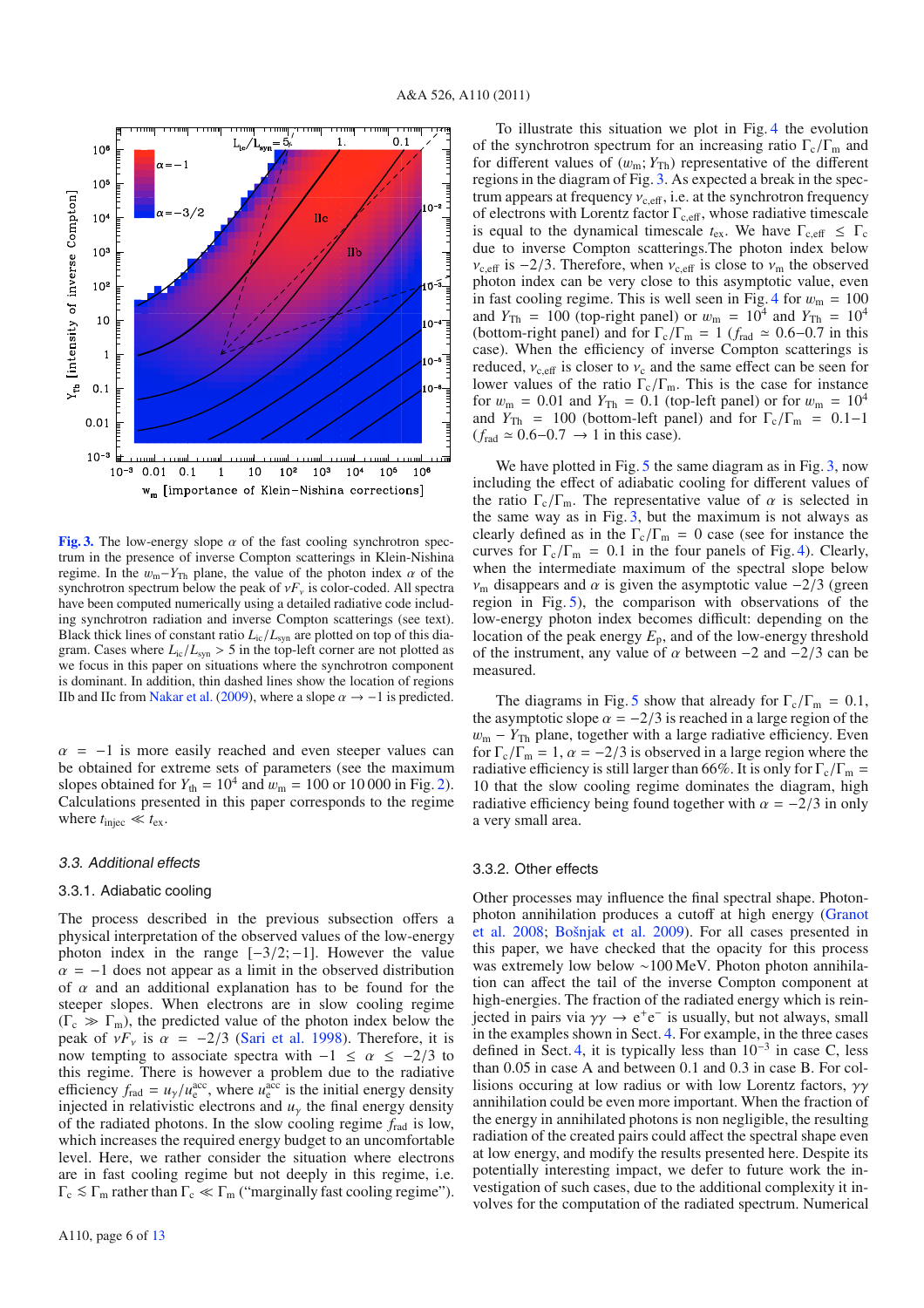$L_{ic}/L_{syn}=5$
1.
0.1
$10^{-2}$
$10^{-3}$
$10^{-4}$
$10^{-5}$
$10^{-6}$
$\alpha=-1$
$\alpha=-3/2$
IIc
IIb
$Y_{Th}$ [intensity of inverse Compton]
$10^6$
$10^5$
$10^4$
$10^3$
$10^2$
10
1
0.1
0.01
$10^{-3}$
$10^{-3}$ 0.01 0.1 1 10 $10^2$ $10^3$ $10^4$ $10^5$ $10^6$
$w_m$ [importance of Klein−Nishina corrections]

**Fig. 3.** The low-energy slope $\alpha$ of the fast cooling synchrotron spectrum in the presence of inverse Compton scatterings in Klein-Nishina regime. In the $w_m$−$Y_{Th}$ plane, the value of the photon index $\alpha$ of the synchrotron spectrum below the peak of $\nu F_\nu$ is color-coded. All spectra have been computed numerically using a detailed radiative code including synchrotron radiation and inverse Compton scatterings (see text). Black thick lines of constant ratio $L_{ic}/L_{syn}$ are plotted on top of this diagram. Cases where $L_{ic}/L_{syn} > 5$ in the top-left corner are not plotted as we focus in this paper on situations where the synchrotron component is dominant. In addition, thin dashed lines show the location of regions IIb and IIc from Nakar et al. (2009), where a slope $\alpha \to -1$ is predicted.

$\alpha = -1$ is more easily reached and even steeper values can be obtained for extreme sets of parameters (see the maximum slopes obtained for $Y_{th} = 10^4$ and $w_m = 100$ or $10\,000$ in Fig. 2). Calculations presented in this paper corresponds to the regime where $t_{injec} \ll t_{ex}$.

### 3.3. Additional effects

#### 3.3.1. Adiabatic cooling

The process described in the previous subsection offers a physical interpretation of the observed values of the low-energy photon index in the range $[-3/2;-1]$. However the value $\alpha = -1$ does not appear as a limit in the observed distribution of $\alpha$ and an additional explanation has to be found for the steeper slopes. When electrons are in slow cooling regime ($\Gamma_c \gg \Gamma_m$), the predicted value of the photon index below the peak of $\nu F_\nu$ is $\alpha = -2/3$ (Sari et al. 1998). Therefore, it is now tempting to associate spectra with $-1 \le \alpha \le -2/3$ to this regime. There is however a problem due to the radiative efficiency $f_{rad} = u_\gamma/u_e^{acc}$, where $u_e^{acc}$ is the initial energy density injected in relativistic electrons and $u_\gamma$ the final energy density of the radiated photons. In the slow cooling regime $f_{rad}$ is low, which increases the required energy budget to an uncomfortable level. Here, we rather consider the situation where electrons are in fast cooling regime but not deeply in this regime, i.e. $\Gamma_c \lesssim \Gamma_m$ rather than $\Gamma_c \ll \Gamma_m$ ("marginally fast cooling regime").

To illustrate this situation we plot in Fig. 4 the evolution of the synchrotron spectrum for an increasing ratio $\Gamma_c/\Gamma_m$ and for different values of ($w_m$; $Y_{Th}$) representative of the different regions in the diagram of Fig. 3. As expected a break in the spectrum appears at frequency $\nu_{c,eff}$, i.e. at the synchrotron frequency of electrons with Lorentz factor $\Gamma_{c,eff}$, whose radiative timescale is equal to the dynamical timescale $t_{ex}$. We have $\Gamma_{c,eff} \le \Gamma_c$ due to inverse Compton scatterings.The photon index below $\nu_{c,eff}$ is $-2/3$. Therefore, when $\nu_{c,eff}$ is close to $\nu_m$ the observed photon index can be very close to this asymptotic value, even in fast cooling regime. This is well seen in Fig. 4 for $w_m = 100$ and $Y_{Th} = 100$ (top-right panel) or $w_m = 10^4$ and $Y_{Th} = 10^4$ (bottom-right panel) and for $\Gamma_c/\Gamma_m = 1$ ($f_{rad} \simeq 0.6$−$0.7$ in this case). When the efficiency of inverse Compton scatterings is reduced, $\nu_{c,eff}$ is closer to $\nu_c$ and the same effect can be seen for lower values of the ratio $\Gamma_c/\Gamma_m$. This is the case for instance for $w_m = 0.01$ and $Y_{Th} = 0.1$ (top-left panel) or for $w_m = 10^4$ and $Y_{Th} = 100$ (bottom-left panel) and for $\Gamma_c/\Gamma_m = 0.1$−$1$ ($f_{rad} \simeq 0.6$−$0.7 \to 1$ in this case).

We have plotted in Fig. 5 the same diagram as in Fig. 3, now including the effect of adiabatic cooling for different values of the ratio $\Gamma_c/\Gamma_m$. The representative value of $\alpha$ is selected in the same way as in Fig. 3, but the maximum is not always as clearly defined as in the $\Gamma_c/\Gamma_m = 0$ case (see for instance the curves for $\Gamma_c/\Gamma_m = 0.1$ in the four panels of Fig. 4). Clearly, when the intermediate maximum of the spectral slope below $\nu_m$ disappears and $\alpha$ is given the asymptotic value $-2/3$ (green region in Fig. 5), the comparison with observations of the low-energy photon index becomes difficult: depending on the location of the peak energy $E_p$, and of the low-energy threshold of the instrument, any value of $\alpha$ between $-2$ and $-2/3$ can be measured.

The diagrams in Fig. 5 show that already for $\Gamma_c/\Gamma_m = 0.1$, the asymptotic slope $\alpha = -2/3$ is reached in a large region of the $w_m - Y_{Th}$ plane, together with a large radiative efficiency. Even for $\Gamma_c/\Gamma_m = 1$, $\alpha = -2/3$ is observed in a large region where the radiative efficiency is still larger than 66%. It is only for $\Gamma_c/\Gamma_m = 10$ that the slow cooling regime dominates the diagram, high radiative efficiency being found together with $\alpha = -2/3$ in only a very small area.

#### 3.3.2. Other effects

Other processes may influence the final spectral shape. Photon-photon annihilation produces a cutoff at high energy (Granot et al. 2008; Bošnjak et al. 2009). For all cases presented in this paper, we have checked that the opacity for this process was extremely low below ∼100 MeV. Photon photon annihilation can affect the tail of the inverse Compton component at high-energies. The fraction of the radiated energy which is reinjected in pairs via $\gamma\gamma \to e^+e^-$ is usually, but not always, small in the examples shown in Sect. 4. For example, in the three cases defined in Sect. 4, it is typically less than $10^{-3}$ in case C, less than 0.05 in case A and between 0.1 and 0.3 in case B. For collisions occuring at low radius or with low Lorentz factors, $\gamma\gamma$ annihilation could be even more important. When the fraction of the energy in annihilated photons is non negligible, the resulting radiation of the created pairs could affect the spectral shape even at low energy, and modify the results presented here. Despite its potentially interesting impact, we defer to future work the investigation of such cases, due to the additional complexity it involves for the computation of the radiated spectrum. Numerical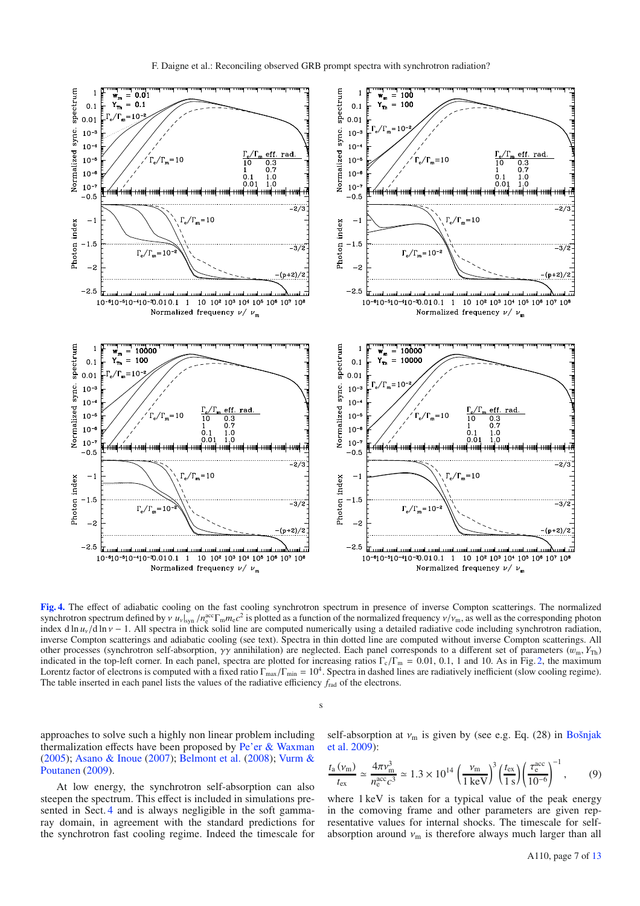w_m = 0.01
Y_Th = 0.1
Γ_c/Γ_m=10^-2
Γ_c/Γ_m=10
Γ_c/Γ_m eff. rad.
10 0.3
1 0.7
0.1 1.0
0.01 1.0
Normalized sync. spectrum
Photon index
-2/3
-3/2
-(p+2)/2
Normalized frequency ν/ ν_m

w_m = 100
Y_Th = 100
Γ_c/Γ_m=10^-2
Γ_c/Γ_m=10
Γ_c/Γ_m eff. rad.
10 0.3
1 0.7
0.1 1.0
0.01 1.0
Normalized sync. spectrum
Photon index
-2/3
-3/2
-(p+2)/2
Normalized frequency ν/ ν_m

w_m = 10000
Y_Th = 100
Γ_c/Γ_m=10^-2
Γ_c/Γ_m=10
Γ_c/Γ_m eff. rad.
10 0.3
1 0.7
0.1 1.0
0.01 1.0
Normalized sync. spectrum
Photon index
-2/3
-3/2
-(p+2)/2
Normalized frequency ν/ ν_m

w_m = 10000
Y_Th = 10000
Γ_c/Γ_m=10^-2
Γ_c/Γ_m=10
Γ_c/Γ_m eff. rad.
10 0.3
1 0.7
0.1 1.0
0.01 1.0
Normalized sync. spectrum
Photon index
-2/3
-3/2
-(p+2)/2
Normalized frequency ν/ ν_m

**Fig. 4.** The effect of adiabatic cooling on the fast cooling synchrotron spectrum in presence of inverse Compton scatterings. The normalized synchrotron spectrum defined by $\nu\, u_{\nu}|_{\rm syn}/n_{\rm e}^{\rm acc}\Gamma_{\rm m}m_{\rm e}c^2$ is plotted as a function of the normalized frequency $\nu/\nu_{\rm m}$, as well as the corresponding photon index $\mathrm{d}\ln u_{\nu}/\mathrm{d}\ln\nu - 1$. All spectra in thick solid line are computed numerically using a detailed radiative code including synchrotron radiation, inverse Compton scatterings and adiabatic cooling (see text). Spectra in thin dotted line are computed without inverse Compton scatterings. All other processes (synchrotron self-absorption, $\gamma\gamma$ annihilation) are neglected. Each panel corresponds to a different set of parameters $(w_{\rm m}, Y_{\rm Th})$ indicated in the top-left corner. In each panel, spectra are plotted for increasing ratios $\Gamma_{\rm c}/\Gamma_{\rm m} = 0.01$, 0.1, 1 and 10. As in Fig. 2, the maximum Lorentz factor of electrons is computed with a fixed ratio $\Gamma_{\rm max}/\Gamma_{\rm min} = 10^4$. Spectra in dashed lines are radiatively inefficient (slow cooling regime). The table inserted in each panel lists the values of the radiative efficiency $f_{\rm rad}$ of the electrons.

approaches to solve such a highly non linear problem including thermalization effects have been proposed by Pe'er & Waxman (2005); Asano & Inoue (2007); Belmont et al. (2008); Vurm & Poutanen (2009).

At low energy, the synchrotron self-absorption can also steepen the spectrum. This effect is included in simulations presented in Sect. 4 and is always negligible in the soft gamma-ray domain, in agreement with the standard predictions for the synchrotron fast cooling regime. Indeed the timescale for self-absorption at $\nu_{\rm m}$ is given by (see e.g. Eq. (28) in Bošnjak et al. 2009):

$$\frac{t_{\rm a}\left(\nu_{\rm m}\right)}{t_{\rm ex}} \simeq \frac{4\pi\nu_{\rm m}^3}{n_{\rm e}^{\rm acc}c^3} \simeq 1.3\times10^{14}\left(\frac{\nu_{\rm m}}{1\,\mathrm{keV}}\right)^3\left(\frac{t_{\rm ex}}{1\,\mathrm{s}}\right)\left(\frac{\tau_{\rm e}^{\rm acc}}{10^{-6}}\right)^{-1}, \quad (9)$$

where 1 keV is taken for a typical value of the peak energy in the comoving frame and other parameters are given representative values for internal shocks. The timescale for self-absorption around $\nu_{\rm m}$ is therefore always much larger than all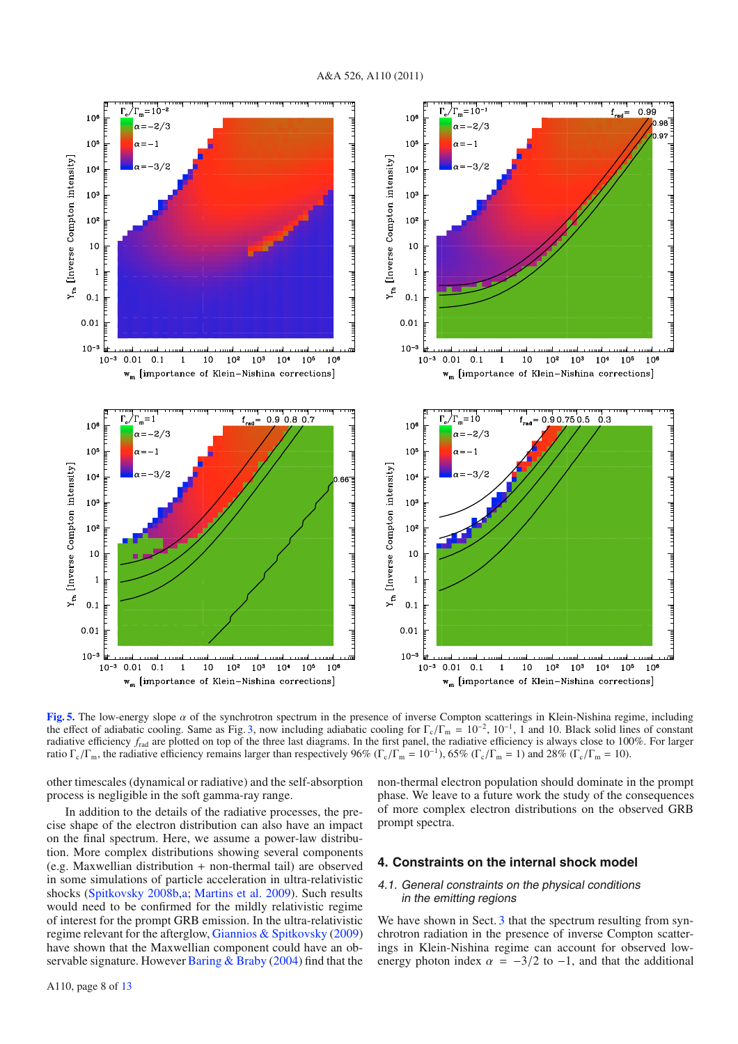$\Gamma_c/\Gamma_m=10^{-2}$

$\alpha=-2/3$

$\alpha=-1$

$\alpha=-3/2$

$Y_{th}$ [Inverse Compton intensity]

$w_m$ [importance of Klein–Nishina corrections]

$\Gamma_c/\Gamma_m=10^{-1}$

$f_{rad}=$ 0.99 0.98 0.97

$\Gamma_c/\Gamma_m=1$

$f_{rad}=$ 0.9 0.8 0.7 0.66

$\Gamma_c/\Gamma_m=10$

$f_{rad}=$ 0.9 0.75 0.5 0.3

**Fig. 5.** The low-energy slope $\alpha$ of the synchrotron spectrum in the presence of inverse Compton scatterings in Klein-Nishina regime, including the effect of adiabatic cooling. Same as Fig. 3, now including adiabatic cooling for $\Gamma_c/\Gamma_m = 10^{-2}$, $10^{-1}$, 1 and 10. Black solid lines of constant radiative efficiency $f_{rad}$ are plotted on top of the three last diagrams. In the first panel, the radiative efficiency is always close to 100%. For larger ratio $\Gamma_c/\Gamma_m$, the radiative efficiency remains larger than respectively 96% ($\Gamma_c/\Gamma_m = 10^{-1}$), 65% ($\Gamma_c/\Gamma_m = 1$) and 28% ($\Gamma_c/\Gamma_m = 10$).

other timescales (dynamical or radiative) and the self-absorption process is negligible in the soft gamma-ray range.

In addition to the details of the radiative processes, the precise shape of the electron distribution can also have an impact on the final spectrum. Here, we assume a power-law distribution. More complex distributions showing several components (e.g. Maxwellian distribution + non-thermal tail) are observed in some simulations of particle acceleration in ultra-relativistic shocks (Spitkovsky 2008b,a; Martins et al. 2009). Such results would need to be confirmed for the mildly relativistic regime of interest for the prompt GRB emission. In the ultra-relativistic regime relevant for the afterglow, Giannios & Spitkovsky (2009) have shown that the Maxwellian component could have an observable signature. However Baring & Braby (2004) find that the non-thermal electron population should dominate in the prompt phase. We leave to a future work the study of the consequences of more complex electron distributions on the observed GRB prompt spectra.

## 4. Constraints on the internal shock model

### *4.1. General constraints on the physical conditions in the emitting regions*

We have shown in Sect. 3 that the spectrum resulting from synchrotron radiation in the presence of inverse Compton scatterings in Klein-Nishina regime can account for observed low-energy photon index $\alpha = -3/2$ to $-1$, and that the additional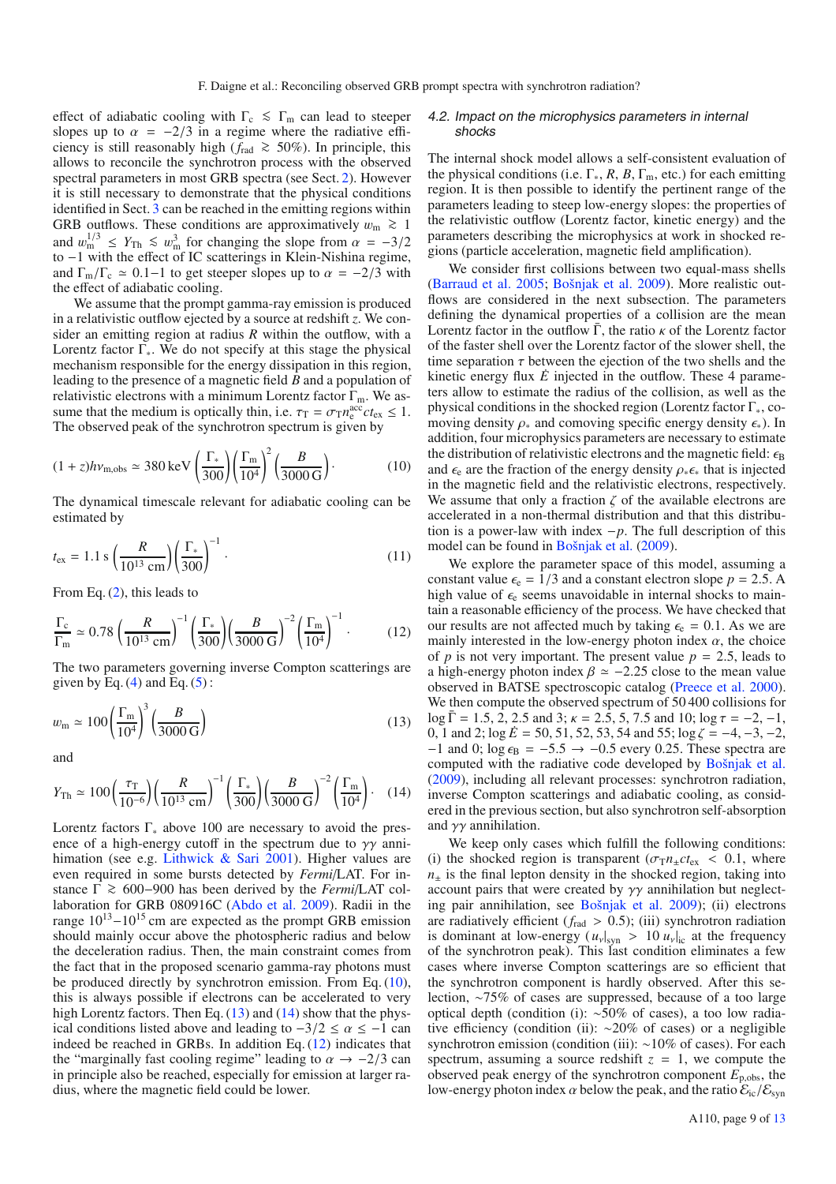effect of adiabatic cooling with $\Gamma_c \lesssim \Gamma_m$ can lead to steeper slopes up to $\alpha = -2/3$ in a regime where the radiative efficiency is still reasonably high ($f_{\rm rad} \gtrsim 50\%$). In principle, this allows to reconcile the synchrotron process with the observed spectral parameters in most GRB spectra (see Sect. 2). However it is still necessary to demonstrate that the physical conditions identified in Sect. 3 can be reached in the emitting regions within GRB outflows. These conditions are approximatively $w_m \gtrsim 1$ and $w_m^{1/3} \leq Y_{\rm Th} \lesssim w_m^3$ for changing the slope from $\alpha = -3/2$ to $-1$ with the effect of IC scatterings in Klein-Nishina regime, and $\Gamma_m/\Gamma_c \simeq 0.1$–$1$ to get steeper slopes up to $\alpha = -2/3$ with the effect of adiabatic cooling.

We assume that the prompt gamma-ray emission is produced in a relativistic outflow ejected by a source at redshift $z$. We consider an emitting region at radius $R$ within the outflow, with a Lorentz factor $\Gamma_*$. We do not specify at this stage the physical mechanism responsible for the energy dissipation in this region, leading to the presence of a magnetic field $B$ and a population of relativistic electrons with a minimum Lorentz factor $\Gamma_m$. We assume that the medium is optically thin, i.e. $\tau_T = \sigma_T n_e^{\rm acc} c t_{\rm ex} \leq 1$. The observed peak of the synchrotron spectrum is given by

$$(1+z)h\nu_{\rm m,obs} \simeq 380\,{\rm keV}\left(\frac{\Gamma_*}{300}\right)\left(\frac{\Gamma_m}{10^4}\right)^2\left(\frac{B}{3000\,{\rm G}}\right). \qquad (10)$$

The dynamical timescale relevant for adiabatic cooling can be estimated by

$$t_{\rm ex} = 1.1\,{\rm s}\left(\frac{R}{10^{13}\,{\rm cm}}\right)\left(\frac{\Gamma_*}{300}\right)^{-1}. \qquad (11)$$

From Eq. (2), this leads to

$$\frac{\Gamma_c}{\Gamma_m} \simeq 0.78\left(\frac{R}{10^{13}\,{\rm cm}}\right)^{-1}\left(\frac{\Gamma_*}{300}\right)\left(\frac{B}{3000\,{\rm G}}\right)^{-2}\left(\frac{\Gamma_m}{10^4}\right)^{-1}. \qquad (12)$$

The two parameters governing inverse Compton scatterings are given by Eq. (4) and Eq. (5):

$$w_m \simeq 100\left(\frac{\Gamma_m}{10^4}\right)^3\left(\frac{B}{3000\,{\rm G}}\right) \qquad (13)$$

and

$$Y_{\rm Th} \simeq 100\left(\frac{\tau_T}{10^{-6}}\right)\left(\frac{R}{10^{13}\,{\rm cm}}\right)^{-1}\left(\frac{\Gamma_*}{300}\right)\left(\frac{B}{3000\,{\rm G}}\right)^{-2}\left(\frac{\Gamma_m}{10^4}\right). \qquad (14)$$

Lorentz factors $\Gamma_*$ above 100 are necessary to avoid the presence of a high-energy cutoff in the spectrum due to $\gamma\gamma$ annihimation (see e.g. Lithwick & Sari 2001). Higher values are even required in some bursts detected by *Fermi*/LAT. For instance $\Gamma \gtrsim 600$–$900$ has been derived by the *Fermi*/LAT collaboration for GRB 080916C (Abdo et al. 2009). Radii in the range $10^{13}$–$10^{15}$ cm are expected as the prompt GRB emission should mainly occur above the photospheric radius and below the deceleration radius. Then, the main constraint comes from the fact that in the proposed scenario gamma-ray photons must be produced directly by synchrotron emission. From Eq. (10), this is always possible if electrons can be accelerated to very high Lorentz factors. Then Eq. (13) and (14) show that the physical conditions listed above and leading to $-3/2 \leq \alpha \leq -1$ can indeed be reached in GRBs. In addition Eq. (12) indicates that the "marginally fast cooling regime" leading to $\alpha \to -2/3$ can in principle also be reached, especially for emission at larger radius, where the magnetic field could be lower.

### 4.2. Impact on the microphysics parameters in internal shocks

The internal shock model allows a self-consistent evaluation of the physical conditions (i.e. $\Gamma_*$, $R$, $B$, $\Gamma_m$, etc.) for each emitting region. It is then possible to identify the pertinent range of the parameters leading to steep low-energy slopes: the properties of the relativistic outflow (Lorentz factor, kinetic energy) and the parameters describing the microphysics at work in shocked regions (particle acceleration, magnetic field amplification).

We consider first collisions between two equal-mass shells (Barraud et al. 2005; Bošnjak et al. 2009). More realistic outflows are considered in the next subsection. The parameters defining the dynamical properties of a collision are the mean Lorentz factor in the outflow $\bar{\Gamma}$, the ratio $\kappa$ of the Lorentz factor of the faster shell over the Lorentz factor of the slower shell, the time separation $\tau$ between the ejection of the two shells and the kinetic energy flux $\dot{E}$ injected in the outflow. These 4 parameters allow to estimate the radius of the collision, as well as the physical conditions in the shocked region (Lorentz factor $\Gamma_*$, comoving density $\rho_*$ and comoving specific energy density $\epsilon_*$). In addition, four microphysics parameters are necessary to estimate the distribution of relativistic electrons and the magnetic field: $\epsilon_B$ and $\epsilon_e$ are the fraction of the energy density $\rho_*\epsilon_*$ that is injected in the magnetic field and the relativistic electrons, respectively. We assume that only a fraction $\zeta$ of the available electrons are accelerated in a non-thermal distribution and that this distribution is a power-law with index $-p$. The full description of this model can be found in Bošnjak et al. (2009).

We explore the parameter space of this model, assuming a constant value $\epsilon_e = 1/3$ and a constant electron slope $p = 2.5$. A high value of $\epsilon_e$ seems unavoidable in internal shocks to maintain a reasonable efficiency of the process. We have checked that our results are not affected much by taking $\epsilon_e = 0.1$. As we are mainly interested in the low-energy photon index $\alpha$, the choice of $p$ is not very important. The present value $p = 2.5$, leads to a high-energy photon index $\beta \simeq -2.25$ close to the mean value observed in BATSE spectroscopic catalog (Preece et al. 2000). We then compute the observed spectrum of 50 400 collisions for $\log\bar{\Gamma} = 1.5$, 2, 2.5 and 3; $\kappa = 2.5$, 5, 7.5 and 10; $\log\tau = -2$, $-1$, 0, 1 and 2; $\log\dot{E} = 50$, 51, 52, 53, 54 and 55; $\log\zeta = -4$, $-3$, $-2$, $-1$ and 0; $\log\epsilon_B = -5.5 \to -0.5$ every 0.25. These spectra are computed with the radiative code developed by Bošnjak et al. (2009), including all relevant processes: synchrotron radiation, inverse Compton scatterings and adiabatic cooling, as considered in the previous section, but also synchrotron self-absorption and $\gamma\gamma$ annihilation.

We keep only cases which fulfill the following conditions: (i) the shocked region is transparent ($\sigma_T n_\pm c t_{\rm ex} < 0.1$, where $n_\pm$ is the final lepton density in the shocked region, taking into account pairs that were created by $\gamma\gamma$ annihilation but neglecting pair annihilation, see Bošnjak et al. 2009); (ii) electrons are radiatively efficient ($f_{\rm rad} > 0.5$); (iii) synchrotron radiation is dominant at low-energy ($u_\nu|_{\rm syn} > 10\,u_\nu|_{\rm ic}$ at the frequency of the synchrotron peak). This last condition eliminates a few cases where inverse Compton scatterings are so efficient that the synchrotron component is hardly observed. After this selection, $\sim$75% of cases are suppressed, because of a too large optical depth (condition (i): $\sim$50% of cases), a too low radiative efficiency (condition (ii): $\sim$20% of cases) or a negligible synchrotron emission (condition (iii): $\sim$10% of cases). For each spectrum, assuming a source redshift $z = 1$, we compute the observed peak energy of the synchrotron component $E_{\rm p,obs}$, the low-energy photon index $\alpha$ below the peak, and the ratio $\mathcal{E}_{\rm ic}/\mathcal{E}_{\rm syn}$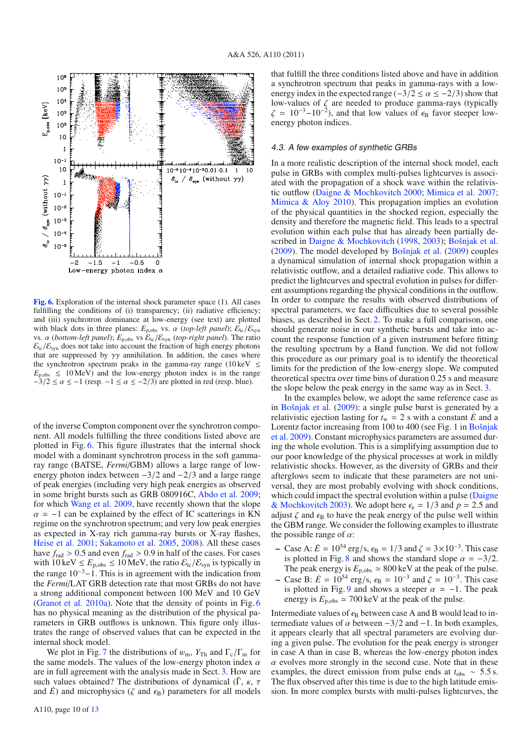$E_{p,obs}$ [keV]

$10^6$ $10^5$ $10^4$ $10^3$ $10^2$ 10 1 $10^{-1}$

$\mathcal{E}_{ic}$ / $\mathcal{E}_{syn}$ (without $\gamma\gamma$)

10 1 $10^{-1}$ $10^{-2}$ $10^{-3}$ $10^{-4}$ $10^{-5}$

−2 −1.5 −1 −0.5 0

Low−energy photon index $\alpha$

$10^{-5}$ $10^{-4}$ $10^{-3}$ 0.01 0.1 1 10

$\mathcal{E}_{ic}$ / $\mathcal{E}_{syn}$ (without $\gamma\gamma$)

**Fig. 6.** Exploration of the internal shock parameter space (1). All cases fulfilling the conditions of (i) transparency; (ii) radiative efficiency; and (iii) synchrotron dominance at low-energy (see text) are plotted with black dots in three planes: $E_{p,obs}$ vs. $\alpha$ (*top-left panel*); $\mathcal{E}_{ic}/\mathcal{E}_{syn}$ vs. $\alpha$ (*bottom-left panel*); $E_{p,obs}$ vs $\mathcal{E}_{ic}/\mathcal{E}_{syn}$ (*top-right panel*). The ratio $\mathcal{E}_{ic}/\mathcal{E}_{syn}$ does not take into account the fraction of high energy photons that are suppressed by $\gamma\gamma$ annihilation. In addition, the cases where the synchrotron spectrum peaks in the gamma-ray range ($10\,\mathrm{keV} \leq E_{p,obs} \leq 10\,\mathrm{MeV}$) and the low-energy photon index is in the range $-3/2 \leq \alpha \leq -1$ (resp. $-1 \leq \alpha \leq -2/3$) are plotted in red (resp. blue).

of the inverse Compton component over the synchrotron component. All models fulfilling the three conditions listed above are plotted in Fig. 6. This figure illustrates that the internal shock model with a dominant synchrotron process in the soft gamma-ray range (BATSE, *Fermi*/GBM) allows a large range of low-energy photon index between $-3/2$ and $-2/3$ and a large range of peak energies (including very high peak energies as observed in some bright bursts such as GRB 080916C, Abdo et al. 2009; for which Wang et al. 2009, have recently shown that the slope $\alpha \simeq -1$ can be explained by the effect of IC scatterings in KN regime on the synchrotron spectrum; and very low peak energies as expected in X-ray rich gamma-ray bursts or X-ray flashes, Heise et al. 2001; Sakamoto et al. 2005, 2008). All these cases have $f_{rad} > 0.5$ and even $f_{rad} > 0.9$ in half of the cases. For cases with $10\,\mathrm{keV} \leq E_{p,obs} \leq 10\,\mathrm{MeV}$, the ratio $\mathcal{E}_{ic}/\mathcal{E}_{syn}$ is typically in the range $10^{-3}$–1. This is in agreement with the indication from the *Fermi*/LAT GRB detection rate that most GRBs do not have a strong additional component between 100 MeV and 10 GeV (Granot et al. 2010a). Note that the density of points in Fig. 6 has no physical meaning as the distribution of the physical parameters in GRB outflows is unknown. This figure only illustrates the range of observed values that can be expected in the internal shock model.

We plot in Fig. 7 the distributions of $w_m$, $Y_{Th}$ and $\Gamma_c/\Gamma_m$ for the same models. The values of the low-energy photon index $\alpha$ are in full agreement with the analysis made in Sect. 3. How are such values obtained? The distributions of dynamical ($\bar{\Gamma}$, $\kappa$, $\tau$ and $\dot{E}$) and microphysics ($\zeta$ and $\epsilon_B$) parameters for all models that fulfill the three conditions listed above and have in addition a synchrotron spectrum that peaks in gamma-rays with a low-energy index in the expected range ($-3/2 \leq \alpha \leq -2/3$) show that low-values of $\zeta$ are needed to produce gamma-rays (typically $\zeta = 10^{-3}$–$10^{-2}$), and that low values of $\epsilon_B$ favor steeper low-energy photon indices.

### 4.3. A few examples of synthetic GRBs

In a more realistic description of the internal shock model, each pulse in GRBs with complex multi-pulses lightcurves is associated with the propagation of a shock wave within the relativistic outflow (Daigne & Mochkovitch 2000; Mimica et al. 2007; Mimica & Aloy 2010). This propagation implies an evolution of the physical quantities in the shocked region, especially the density and therefore the magnetic field. This leads to a spectral evolution within each pulse that has already been partially described in Daigne & Mochkovitch (1998, 2003); Bošnjak et al. (2009). The model developed by Bošnjak et al. (2009) couples a dynamical simulation of internal shock propagation within a relativistic outflow, and a detailed radiative code. This allows to predict the lightcurves and spectral evolution in pulses for different assumptions regarding the physical conditions in the outflow. In order to compare the results with observed distributions of spectral parameters, we face difficulties due to several possible biases, as described in Sect. 2. To make a full comparison, one should generate noise in our synthetic bursts and take into account the response function of a given instrument before fitting the resulting spectrum by a Band function. We did not follow this procedure as our primary goal is to identify the theoretical limits for the prediction of the low-energy slope. We computed theoretical spectra over time bins of duration 0.25 s and measure the slope below the peak energy in the same way as in Sect. 3.

In the examples below, we adopt the same reference case as in Bošnjak et al. (2009): a single pulse burst is generated by a relativistic ejection lasting for $t_w = 2$ s with a constant $\dot{E}$ and a Lorentz factor increasing from 100 to 400 (see Fig. 1 in Bošnjak et al. 2009). Constant microphysics parameters are assumed during the whole evolution. This is a simplifying assumption due to our poor knowledge of the physical processes at work in mildly relativistic shocks. However, as the diversity of GRBs and their afterglows seem to indicate that these parameters are not universal, they are most probably evolving with shock conditions, which could impact the spectral evolution within a pulse (Daigne & Mochkovitch 2003). We adopt here $\epsilon_e = 1/3$ and $p = 2.5$ and adjust $\zeta$ and $\epsilon_B$ to have the peak energy of the pulse well within the GBM range. We consider the following examples to illustrate the possible range of $\alpha$:

- Case A: $\dot{E} = 10^{54}$ erg/s, $\epsilon_B = 1/3$ and $\zeta = 3\times10^{-3}$. This case is plotted in Fig. 8 and shows the standard slope $\alpha = -3/2$. The peak energy is $E_{p,obs} \simeq 800$ keV at the peak of the pulse.
- Case B: $\dot{E} = 10^{54}$ erg/s, $\epsilon_B = 10^{-3}$ and $\zeta = 10^{-3}$. This case is plotted in Fig. 9 and shows a steeper $\alpha \simeq -1$. The peak energy is $E_{p,obs} \simeq 700$ keV at the peak of the pulse.

Intermediate values of $\epsilon_B$ between case A and B would lead to intermediate values of $\alpha$ between $-3/2$ and $-1$. In both examples, it appears clearly that all spectral parameters are evolving during a given pulse. The evolution for the peak energy is stronger in case A than in case B, whereas the low-energy photon index $\alpha$ evolves more strongly in the second case. Note that in these examples, the direct emission from pulse ends at $t_{obs} \sim 5.5$ s. The flux observed after this time is due to the high latitude emission. In more complex bursts with multi-pulses lightcurves, the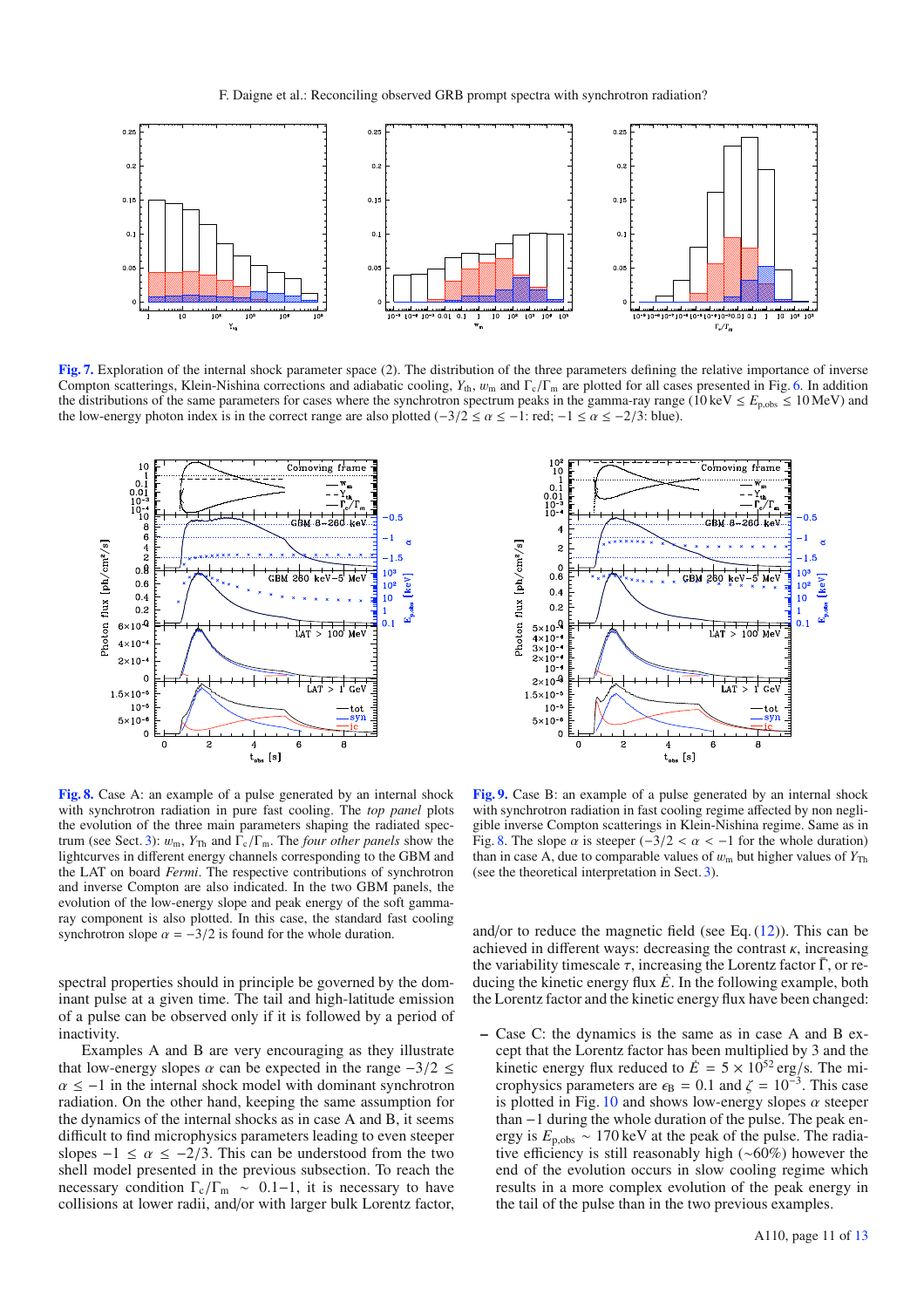0.25
0.2
0.15
0.1
0.05
0
1 10 $10^2$ $10^3$ $10^4$ $10^5$
$Y_{\rm Th}$

0.25
0.2
0.15
0.1
0.05
0
$10^{-5}$ $10^{-4}$ $10^{-3}$ 0.01 0.1 1 10 $10^2$ $10^3$ $10^4$ $10^5$
$w_{\rm m}$

0.25
0.2
0.15
0.1
0.05
0
$10^{-9}$ $10^{-8}$ $10^{-7}$ $10^{-6}$ $10^{-5}$ $10^{-4}$ $10^{-3}$ 0.01 0.1 1 10 $10^2$ $10^3$
$\Gamma_{\rm c}/\Gamma_{\rm m}$

**Fig. 7.** Exploration of the internal shock parameter space (2). The distribution of the three parameters defining the relative importance of inverse Compton scatterings, Klein-Nishina corrections and adiabatic cooling, $Y_{\rm th}$, $w_{\rm m}$ and $\Gamma_{\rm c}/\Gamma_{\rm m}$ are plotted for all cases presented in Fig. 6. In addition the distributions of the same parameters for cases where the synchrotron spectrum peaks in the gamma-ray range ($10\,\mathrm{keV} \leq E_{\rm p,obs} \leq 10\,\mathrm{MeV}$) and the low-energy photon index is in the correct range are also plotted ($-3/2 \leq \alpha \leq -1$: red; $-1 \leq \alpha \leq -2/3$: blue).

Comoving frame
$w_{\rm m}$
$Y_{\rm th}$
$\Gamma_{\rm c}/\Gamma_{\rm m}$
GBM 8–260 keV
GBM 260 keV–5 MeV
LAT > 100 MeV
LAT > 1 GeV
tot
syn
ic
Photon flux [ph/cm²/s]
$\alpha$
$E_{\rm p,obs}$ [keV]
$t_{\rm obs}$ [s]

**Fig. 8.** Case A: an example of a pulse generated by an internal shock with synchrotron radiation in pure fast cooling. The *top panel* plots the evolution of the three main parameters shaping the radiated spectrum (see Sect. 3): $w_{\rm m}$, $Y_{\rm Th}$ and $\Gamma_{\rm c}/\Gamma_{\rm m}$. The *four other panels* show the lightcurves in different energy channels corresponding to the GBM and the LAT on board *Fermi*. The respective contributions of synchrotron and inverse Compton are also indicated. In the two GBM panels, the evolution of the low-energy slope and peak energy of the soft gamma-ray component is also plotted. In this case, the standard fast cooling synchrotron slope $\alpha = -3/2$ is found for the whole duration.

Comoving frame
$w_{\rm m}$
$Y_{\rm th}$
$\Gamma_{\rm c}/\Gamma_{\rm m}$
GBM 8–260 keV
GBM 260 keV–5 MeV
LAT > 100 MeV
LAT > 1 GeV
tot
syn
ic
Photon flux [ph/cm²/s]
$\alpha$
$E_{\rm p,obs}$ [keV]
$t_{\rm obs}$ [s]

**Fig. 9.** Case B: an example of a pulse generated by an internal shock with synchrotron radiation in fast cooling regime affected by non negligible inverse Compton scatterings in Klein-Nishina regime. Same as in Fig. 8. The slope $\alpha$ is steeper ($-3/2 < \alpha < -1$ for the whole duration) than in case A, due to comparable values of $w_{\rm m}$ but higher values of $Y_{\rm Th}$ (see the theoretical interpretation in Sect. 3).

spectral properties should in principle be governed by the dominant pulse at a given time. The tail and high-latitude emission of a pulse can be observed only if it is followed by a period of inactivity.

Examples A and B are very encouraging as they illustrate that low-energy slopes $\alpha$ can be expected in the range $-3/2 \leq \alpha \leq -1$ in the internal shock model with dominant synchrotron radiation. On the other hand, keeping the same assumption for the dynamics of the internal shocks as in case A and B, it seems difficult to find microphysics parameters leading to even steeper slopes $-1 \leq \alpha \leq -2/3$. This can be understood from the two shell model presented in the previous subsection. To reach the necessary condition $\Gamma_{\rm c}/\Gamma_{\rm m} \sim 0.1{-}1$, it is necessary to have collisions at lower radii, and/or with larger bulk Lorentz factor, and/or to reduce the magnetic field (see Eq. (12)). This can be achieved in different ways: decreasing the contrast $\kappa$, increasing the variability timescale $\tau$, increasing the Lorentz factor $\bar{\Gamma}$, or reducing the kinetic energy flux $\dot{E}$. In the following example, both the Lorentz factor and the kinetic energy flux have been changed:

– Case C: the dynamics is the same as in case A and B except that the Lorentz factor has been multiplied by 3 and the kinetic energy flux reduced to $\dot{E} = 5 \times 10^{52}$ erg/s. The microphysics parameters are $\epsilon_{\rm B} = 0.1$ and $\zeta = 10^{-3}$. This case is plotted in Fig. 10 and shows low-energy slopes $\alpha$ steeper than $-1$ during the whole duration of the pulse. The peak energy is $E_{\rm p,obs} \sim 170\,\mathrm{keV}$ at the peak of the pulse. The radiative efficiency is still reasonably high ($\sim$60%) however the end of the evolution occurs in slow cooling regime which results in a more complex evolution of the peak energy in the tail of the pulse than in the two previous examples.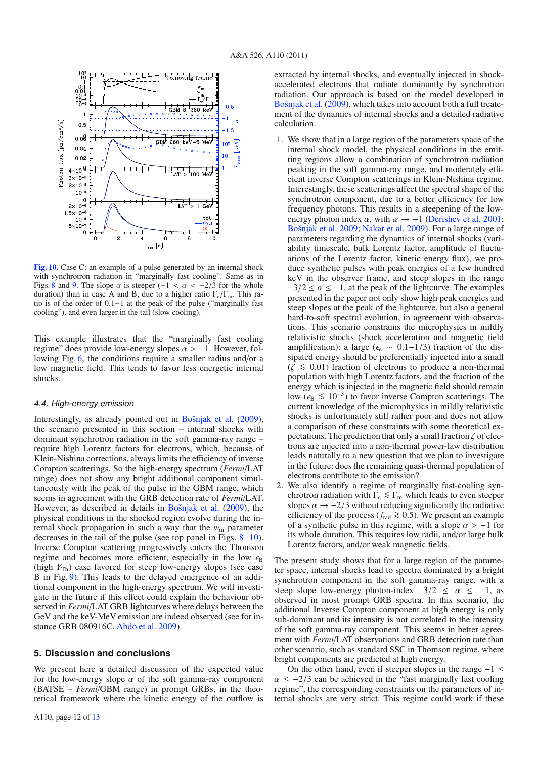Comoving frame
$w_m$
$Y_{Th}$
$\Gamma_c/\Gamma_m$
GBM 8–260 keV
GBM 260 keV–5 MeV
LAT > 100 MeV
LAT > 1 GeV
tot
syn
ic
Photon flux [ph/cm²/s]
$\alpha$
$E_{p,obs}$ [keV]
$t_{obs}$ [s]

**Fig. 10.** Case C: an example of a pulse generated by an internal shock with synchrotron radiation in "marginally fast cooling". Same as in Figs. 8 and 9. The slope $\alpha$ is steeper ($-1 < \alpha < -2/3$ for the whole duration) than in case A and B, due to a higher ratio $\Gamma_c/\Gamma_m$. This ratio is of the order of 0.1−1 at the peak of the pulse ("marginally fast cooling"), and even larger in the tail (slow cooling).

This example illustrates that the "marginally fast cooling regime" does provide low-energy slopes $\alpha > -1$. However, following Fig. 6, the conditions require a smaller radius and/or a low magnetic field. This tends to favor less energetic internal shocks.

### 4.4. High-energy emission

Interestingly, as already pointed out in Bošnjak et al. (2009), the scenario presented in this section – internal shocks with dominant synchrotron radiation in the soft gamma-ray range – require high Lorentz factors for electrons, which, because of Klein-Nishina corrections, always limits the efficiency of inverse Compton scatterings. So the high-energy spectrum (*Fermi*/LAT range) does not show any bright additional component simultaneously with the peak of the pulse in the GBM range, which seems in agreement with the GRB detection rate of *Fermi*/LAT. However, as described in details in Bošnjak et al. (2009), the physical conditions in the shocked region evolve during the internal shock propagation in such a way that the $w_m$ parameter decreases in the tail of the pulse (see top panel in Figs. 8–10). Inverse Compton scattering progressively enters the Thomson regime and becomes more efficient, especially in the low $\epsilon_B$ (high $Y_{Th}$) case favored for steep low-energy slopes (see case B in Fig. 9). This leads to the delayed emergence of an additional component in the high-energy spectrum. We will investigate in the future if this effect could explain the behaviour observed in *Fermi*/LAT GRB lightcurves where delays between the GeV and the keV-MeV emission are indeed observed (see for instance GRB 080916C, Abdo et al. 2009).

## 5. Discussion and conclusions

We present here a detailed discussion of the expected value for the low-energy slope $\alpha$ of the soft gamma-ray component (BATSE – *Fermi*/GBM range) in prompt GRBs, in the theoretical framework where the kinetic energy of the outflow is extracted by internal shocks, and eventually injected in shock-accelerated electrons that radiate dominantly by synchrotron radiation. Our approach is based on the model developed in Bošnjak et al. (2009), which takes into account both a full treatement of the dynamics of internal shocks and a detailed radiative calculation.

1. We show that in a large region of the parameters space of the internal shock model, the physical conditions in the emitting regions allow a combination of synchrotron radiation peaking in the soft gamma-ray range, and moderately efficient inverse Compton scatterings in Klein-Nishina regime. Interestingly, these scatterings affect the spectral shape of the synchrotron component, due to a better efficiency for low frequency photons. This results in a steepening of the low-energy photon index $\alpha$, with $\alpha \to -1$ (Derishev et al. 2001; Bošnjak et al. 2009; Nakar et al. 2009). For a large range of parameters regarding the dynamics of internal shocks (variability timescale, bulk Lorentz factor, amplitude of fluctuations of the Lorentz factor, kinetic energy flux), we produce synthetic pulses with peak energies of a few hundred keV in the observer frame, and steep slopes in the range $-3/2 \le \alpha \le -1$, at the peak of the lightcurve. The examples presented in the paper not only show high peak energies and steep slopes at the peak of the lightcurve, but also a general hard-to-soft spectral evolution, in agreement with observations. This scenario constrains the microphysics in mildly relativistic shocks (shock acceleration and magnetic field amplification): a large ($\epsilon_e \sim 0.1{-}1/3$) fraction of the dissipated energy should be preferentially injected into a small ($\zeta \lesssim 0.01$) fraction of electrons to produce a non-thermal population with high Lorentz factors, and the fraction of the energy which is injected in the magnetic field should remain low ($\epsilon_B \lesssim 10^{-3}$) to favor inverse Compton scatterings. The current knowledge of the microphysics in mildly relativistic shocks is unfortunately still rather poor and does not allow a comparison of these constraints with some theoretical expectations. The prediction that only a small fraction $\zeta$ of electrons are injected into a non-thermal power-law distribution leads naturally to a new question that we plan to investigate in the future: does the remaining quasi-thermal population of electrons contribute to the emission?
2. We also identify a regime of marginally fast-cooling synchrotron radiation with $\Gamma_c \lesssim \Gamma_m$ which leads to even steeper slopes $\alpha \to -2/3$ without reducing significantly the radiative efficiency of the process ($f_{rad} \gtrsim 0.5$). We present an example of a synthetic pulse in this regime, with a slope $\alpha > -1$ for its whole duration. This requires low radii, and/or large bulk Lorentz factors, and/or weak magnetic fields.

The present study shows that for a large region of the parameter space, internal shocks lead to spectra dominated by a bright synchrotron component in the soft gamma-ray range, with a steep slope low-energy photon-index $-3/2 \le \alpha \le -1$, as observed in most prompt GRB spectra. In this scenario, the additional Inverse Compton component at high energy is only sub-dominant and its intensity is not correlated to the intensity of the soft gamma-ray component. This seems in better agreement with *Fermi*/LAT observations and GRB detection rate than other scenario, such as standard SSC in Thomson regime, where bright components are predicted at high energy.

On the other hand, even if steeper slopes in the range $-1 \le \alpha \le -2/3$ can be achieved in the "fast marginally fast cooling regime", the corresponding constraints on the parameters of internal shocks are very strict. This regime could work if these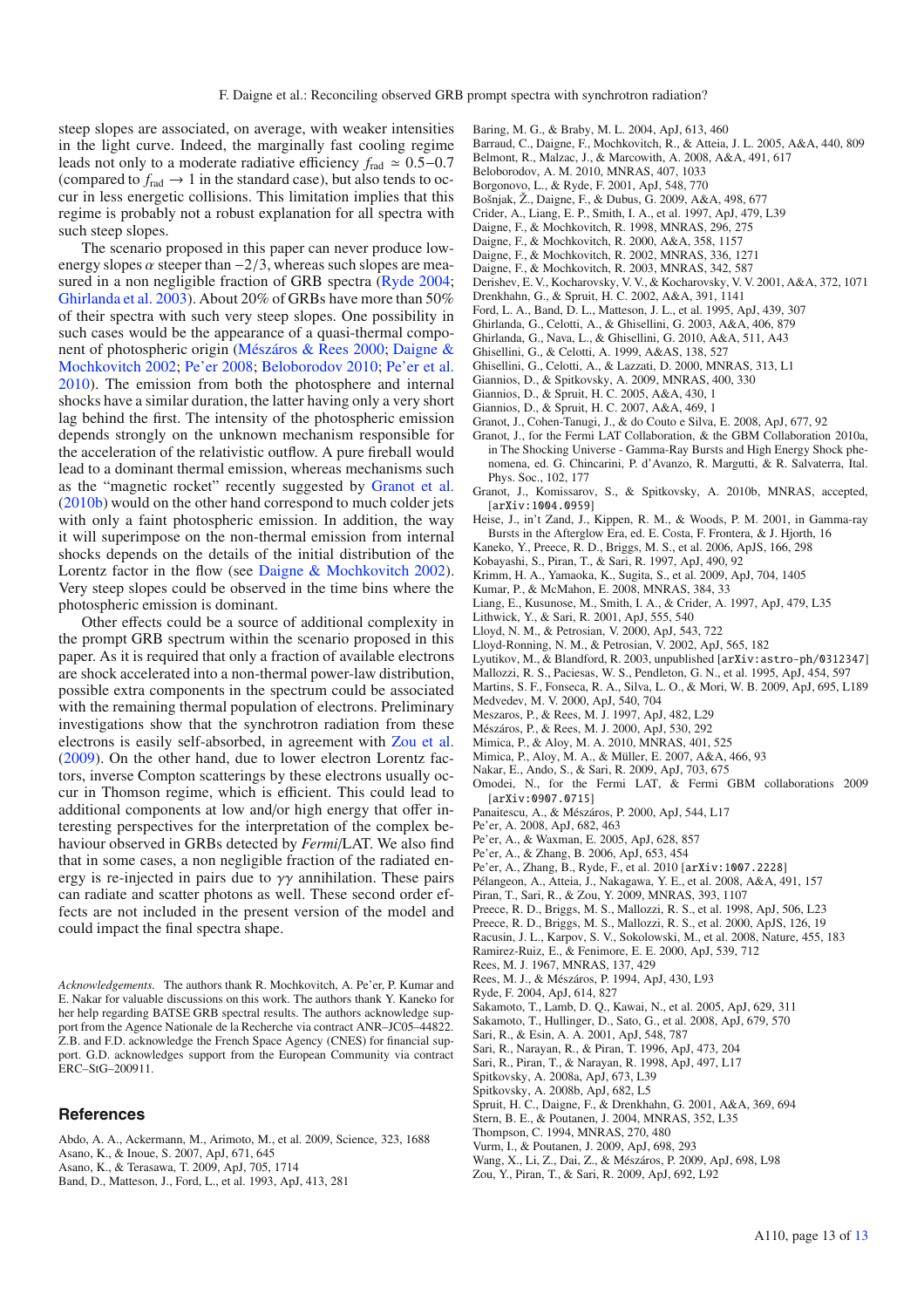steep slopes are associated, on average, with weaker intensities in the light curve. Indeed, the marginally fast cooling regime leads not only to a moderate radiative efficiency $f_{\rm rad} \simeq 0.5{-}0.7$ (compared to $f_{\rm rad} \to 1$ in the standard case), but also tends to occur in less energetic collisions. This limitation implies that this regime is probably not a robust explanation for all spectra with such steep slopes.

The scenario proposed in this paper can never produce low-energy slopes $\alpha$ steeper than $-2/3$, whereas such slopes are measured in a non negligible fraction of GRB spectra (Ryde 2004; Ghirlanda et al. 2003). About 20% of GRBs have more than 50% of their spectra with such very steep slopes. One possibility in such cases would be the appearance of a quasi-thermal component of photospheric origin (Mészáros & Rees 2000; Daigne & Mochkovitch 2002; Pe'er 2008; Beloborodov 2010; Pe'er et al. 2010). The emission from both the photosphere and internal shocks have a similar duration, the latter having only a very short lag behind the first. The intensity of the photospheric emission depends strongly on the unknown mechanism responsible for the acceleration of the relativistic outflow. A pure fireball would lead to a dominant thermal emission, whereas mechanisms such as the "magnetic rocket" recently suggested by Granot et al. (2010b) would on the other hand correspond to much colder jets with only a faint photospheric emission. In addition, the way it will superimpose on the non-thermal emission from internal shocks depends on the details of the initial distribution of the Lorentz factor in the flow (see Daigne & Mochkovitch 2002). Very steep slopes could be observed in the time bins where the photospheric emission is dominant.

Other effects could be a source of additional complexity in the prompt GRB spectrum within the scenario proposed in this paper. As it is required that only a fraction of available electrons are shock accelerated into a non-thermal power-law distribution, possible extra components in the spectrum could be associated with the remaining thermal population of electrons. Preliminary investigations show that the synchrotron radiation from these electrons is easily self-absorbed, in agreement with Zou et al. (2009). On the other hand, due to lower electron Lorentz factors, inverse Compton scatterings by these electrons usually occur in Thomson regime, which is efficient. This could lead to additional components at low and/or high energy that offer interesting perspectives for the interpretation of the complex behaviour observed in GRBs detected by *Fermi*/LAT. We also find that in some cases, a non negligible fraction of the radiated energy is re-injected in pairs due to $\gamma\gamma$ annihilation. These pairs can radiate and scatter photons as well. These second order effects are not included in the present version of the model and could impact the final spectra shape.

*Acknowledgements.* The authors thank R. Mochkovitch, A. Pe'er, P. Kumar and E. Nakar for valuable discussions on this work. The authors thank Y. Kaneko for her help regarding BATSE GRB spectral results. The authors acknowledge support from the Agence Nationale de la Recherche via contract ANR–JC05–44822. Z.B. and F.D. acknowledge the French Space Agency (CNES) for financial support. G.D. acknowledges support from the European Community via contract ERC–StG–200911.

## References

Abdo, A. A., Ackermann, M., Arimoto, M., et al. 2009, Science, 323, 1688
Asano, K., & Inoue, S. 2007, ApJ, 671, 645
Asano, K., & Terasawa, T. 2009, ApJ, 705, 1714
Band, D., Matteson, J., Ford, L., et al. 1993, ApJ, 413, 281
Baring, M. G., & Braby, M. L. 2004, ApJ, 613, 460
Barraud, C., Daigne, F., Mochkovitch, R., & Atteia, J. L. 2005, A&A, 440, 809
Belmont, R., Malzac, J., & Marcowith, A. 2008, A&A, 491, 617
Beloborodov, A. M. 2010, MNRAS, 407, 1033
Borgonovo, L., & Ryde, F. 2001, ApJ, 548, 770
Bošnjak, Ž., Daigne, F., & Dubus, G. 2009, A&A, 498, 677
Crider, A., Liang, E. P., Smith, I. A., et al. 1997, ApJ, 479, L39
Daigne, F., & Mochkovitch, R. 1998, MNRAS, 296, 275
Daigne, F., & Mochkovitch, R. 2000, A&A, 358, 1157
Daigne, F., & Mochkovitch, R. 2002, MNRAS, 336, 1271
Daigne, F., & Mochkovitch, R. 2003, MNRAS, 342, 587
Derishev, E. V., Kocharovsky, V. V., & Kocharovsky, V. V. 2001, A&A, 372, 1071
Drenkhahn, G., & Spruit, H. C. 2002, A&A, 391, 1141
Ford, L. A., Band, D. L., Matteson, J. L., et al. 1995, ApJ, 439, 307
Ghirlanda, G., Celotti, A., & Ghisellini, G. 2003, A&A, 406, 879
Ghirlanda, G., Nava, L., & Ghisellini, G. 2010, A&A, 511, A43
Ghisellini, G., & Celotti, A. 1999, A&AS, 138, 527
Ghisellini, G., Celotti, A., & Lazzati, D. 2000, MNRAS, 313, L1
Giannios, D., & Spitkovsky, A. 2009, MNRAS, 400, 330
Giannios, D., & Spruit, H. C. 2005, A&A, 430, 1
Giannios, D., & Spruit, H. C. 2007, A&A, 469, 1
Granot, J., Cohen-Tanugi, J., & do Couto e Silva, E. 2008, ApJ, 677, 92
Granot, J., for the Fermi LAT Collaboration, & the GBM Collaboration 2010a, in The Shocking Universe - Gamma-Ray Bursts and High Energy Shock phenomena, ed. G. Chincarini, P. d'Avanzo, R. Margutti, & R. Salvaterra, Ital. Phys. Soc., 102, 177
Granot, J., Komissarov, S., & Spitkovsky, A. 2010b, MNRAS, accepted, [arXiv:1004.0959]
Heise, J., in't Zand, J., Kippen, R. M., & Woods, P. M. 2001, in Gamma-ray Bursts in the Afterglow Era, ed. E. Costa, F. Frontera, & J. Hjorth, 16
Kaneko, Y., Preece, R. D., Briggs, M. S., et al. 2006, ApJS, 166, 298
Kobayashi, S., Piran, T., & Sari, R. 1997, ApJ, 490, 92
Krimm, H. A., Yamaoka, K., Sugita, S., et al. 2009, ApJ, 704, 1405
Kumar, P., & McMahon, E. 2008, MNRAS, 384, 33
Liang, E., Kusunose, M., Smith, I. A., & Crider, A. 1997, ApJ, 479, L35
Lithwick, Y., & Sari, R. 2001, ApJ, 555, 540
Lloyd, N. M., & Petrosian, V. 2000, ApJ, 543, 722
Lloyd-Ronning, N. M., & Petrosian, V. 2002, ApJ, 565, 182
Lyutikov, M., & Blandford, R. 2003, unpublished [arXiv:astro-ph/0312347]
Mallozzi, R. S., Paciesas, W. S., Pendleton, G. N., et al. 1995, ApJ, 454, 597
Martins, S. F., Fonseca, R. A., Silva, L. O., & Mori, W. B. 2009, ApJ, 695, L189
Medvedev, M. V. 2000, ApJ, 540, 704
Meszaros, P., & Rees, M. J. 1997, ApJ, 482, L29
Mészáros, P., & Rees, M. J. 2000, ApJ, 530, 292
Mimica, P., & Aloy, M. A. 2010, MNRAS, 401, 525
Mimica, P., Aloy, M. A., & Müller, E. 2007, A&A, 466, 93
Nakar, E., Ando, S., & Sari, R. 2009, ApJ, 703, 675
Omodei, N., for the Fermi LAT, & Fermi GBM collaborations 2009 [arXiv:0907.0715]
Panaitescu, A., & Mészáros, P. 2000, ApJ, 544, L17
Pe'er, A. 2008, ApJ, 682, 463
Pe'er, A., & Waxman, E. 2005, ApJ, 628, 857
Pe'er, A., & Zhang, B. 2006, ApJ, 653, 454
Pe'er, A., Zhang, B., Ryde, F., et al. 2010 [arXiv:1007.2228]
Pélangeon, A., Atteia, J., Nakagawa, Y. E., et al. 2008, A&A, 491, 157
Piran, T., Sari, R., & Zou, Y. 2009, MNRAS, 393, 1107
Preece, R. D., Briggs, M. S., Mallozzi, R. S., et al. 1998, ApJ, 506, L23
Preece, R. D., Briggs, M. S., Mallozzi, R. S., et al. 2000, ApJS, 126, 19
Racusin, J. L., Karpov, S. V., Sokolowski, M., et al. 2008, Nature, 455, 183
Ramirez-Ruiz, E., & Fenimore, E. E. 2000, ApJ, 539, 712
Rees, M. J. 1967, MNRAS, 137, 429
Rees, M. J., & Mészáros, P. 1994, ApJ, 430, L93
Ryde, F. 2004, ApJ, 614, 827
Sakamoto, T., Lamb, D. Q., Kawai, N., et al. 2005, ApJ, 629, 311
Sakamoto, T., Hullinger, D., Sato, G., et al. 2008, ApJ, 679, 570
Sari, R., & Esin, A. A. 2001, ApJ, 548, 787
Sari, R., Narayan, R., & Piran, T. 1996, ApJ, 473, 204
Sari, R., Piran, T., & Narayan, R. 1998, ApJ, 497, L17
Spitkovsky, A. 2008a, ApJ, 673, L39
Spitkovsky, A. 2008b, ApJ, 682, L5
Spruit, H. C., Daigne, F., & Drenkhahn, G. 2001, A&A, 369, 694
Stern, B. E., & Poutanen, J. 2004, MNRAS, 352, L35
Thompson, C. 1994, MNRAS, 270, 480
Vurm, I., & Poutanen, J. 2009, ApJ, 698, 293
Wang, X., Li, Z., Dai, Z., & Mészáros, P. 2009, ApJ, 698, L98
Zou, Y., Piran, T., & Sari, R. 2009, ApJ, 692, L92